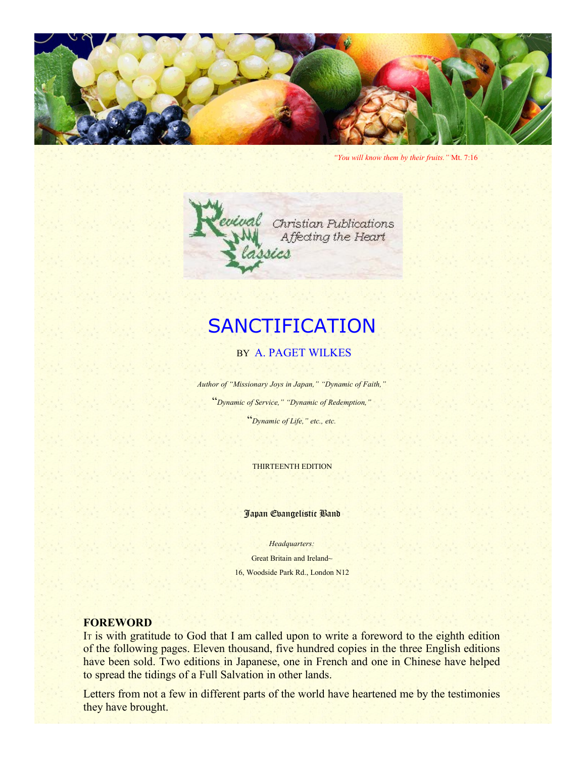*"You will know them by their fruits."* Mt. 7:16

Revival Classics — Christian Publications Affecting the Heart

# SANCTIFICATION

BY A. PAGET WILKES

*Author of "Missionary Joys in Japan," "Dynamic of Faith,"*

*"Dynamic of Service," "Dynamic of Redemption,"*

*"Dynamic of Life," etc., etc.*

THIRTEENTH EDITION

Japan Evangelistic Band

*Headquarters:*

Great Britain and Ireland~

16, Woodside Park Rd., London N12

## FOREWORD

It is with gratitude to God that I am called upon to write a foreword to the eighth edition of the following pages. Eleven thousand, five hundred copies in the three English editions have been sold. Two editions in Japanese, one in French and one in Chinese have helped to spread the tidings of a Full Salvation in other lands.

Letters from not a few in different parts of the world have heartened me by the testimonies they have brought.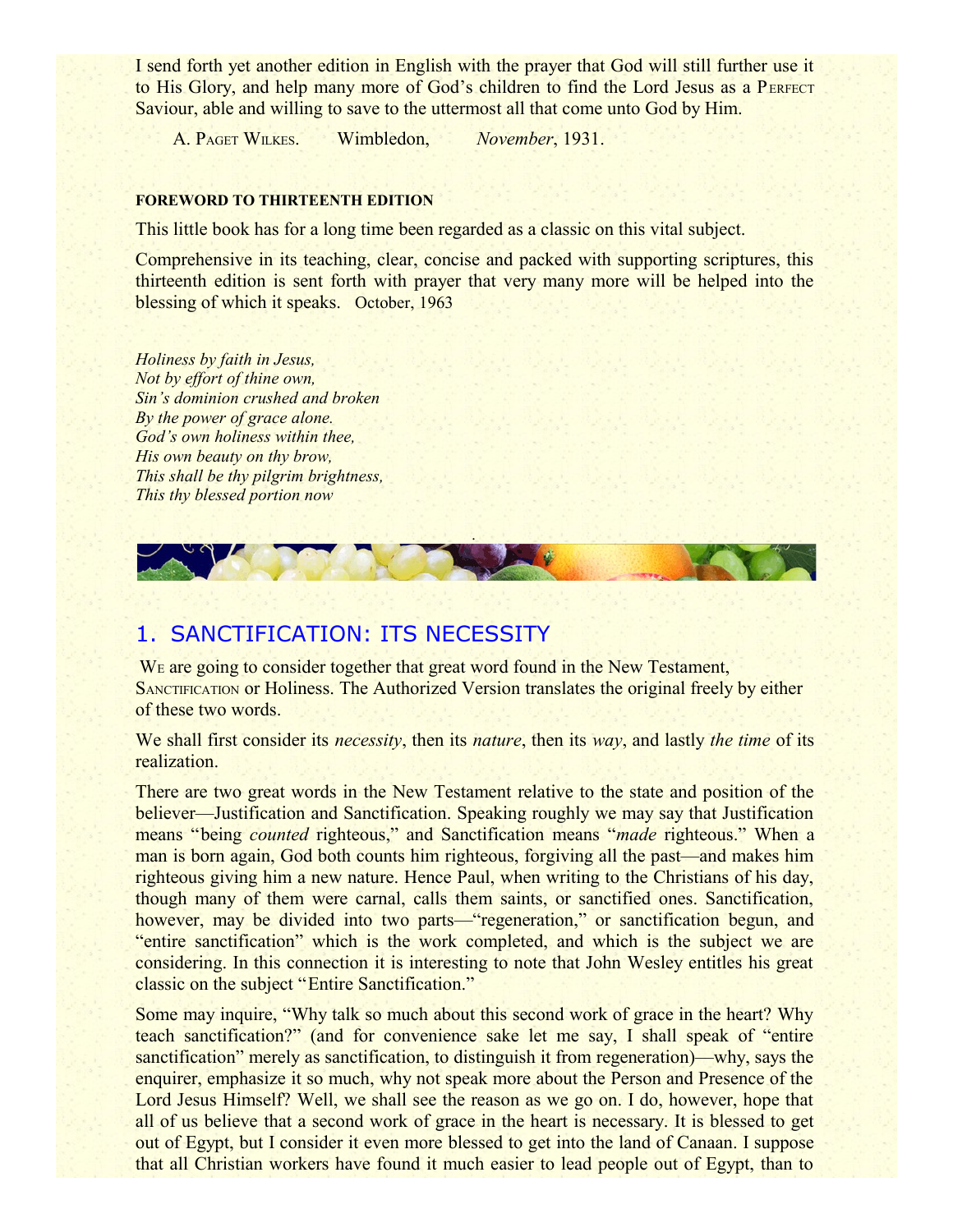I send forth yet another edition in English with the prayer that God will still further use it to His Glory, and help many more of God's children to find the Lord Jesus as a PERFECT Saviour, able and willing to save to the uttermost all that come unto God by Him.

A. PAGET WILKES. Wimbledon, *November*, 1931.

**FOREWORD TO THIRTEENTH EDITION**

This little book has for a long time been regarded as a classic on this vital subject.

Comprehensive in its teaching, clear, concise and packed with supporting scriptures, this thirteenth edition is sent forth with prayer that very many more will be helped into the blessing of which it speaks. October, 1963

*Holiness by faith in Jesus,*
*Not by effort of thine own,*
*Sin's dominion crushed and broken*
*By the power of grace alone.*
*God's own holiness within thee,*
*His own beauty on thy brow,*
*This shall be thy pilgrim brightness,*
*This thy blessed portion now*

## 1. SANCTIFICATION: ITS NECESSITY

WE are going to consider together that great word found in the New Testament, SANCTIFICATION or Holiness. The Authorized Version translates the original freely by either of these two words.

We shall first consider its *necessity*, then its *nature*, then its *way*, and lastly *the time* of its realization.

There are two great words in the New Testament relative to the state and position of the believer—Justification and Sanctification. Speaking roughly we may say that Justification means "being *counted* righteous," and Sanctification means "*made* righteous." When a man is born again, God both counts him righteous, forgiving all the past—and makes him righteous giving him a new nature. Hence Paul, when writing to the Christians of his day, though many of them were carnal, calls them saints, or sanctified ones. Sanctification, however, may be divided into two parts—"regeneration," or sanctification begun, and "entire sanctification" which is the work completed, and which is the subject we are considering. In this connection it is interesting to note that John Wesley entitles his great classic on the subject "Entire Sanctification."

Some may inquire, "Why talk so much about this second work of grace in the heart? Why teach sanctification?" (and for convenience sake let me say, I shall speak of "entire sanctification" merely as sanctification, to distinguish it from regeneration)—why, says the enquirer, emphasize it so much, why not speak more about the Person and Presence of the Lord Jesus Himself? Well, we shall see the reason as we go on. I do, however, hope that all of us believe that a second work of grace in the heart is necessary. It is blessed to get out of Egypt, but I consider it even more blessed to get into the land of Canaan. I suppose that all Christian workers have found it much easier to lead people out of Egypt, than to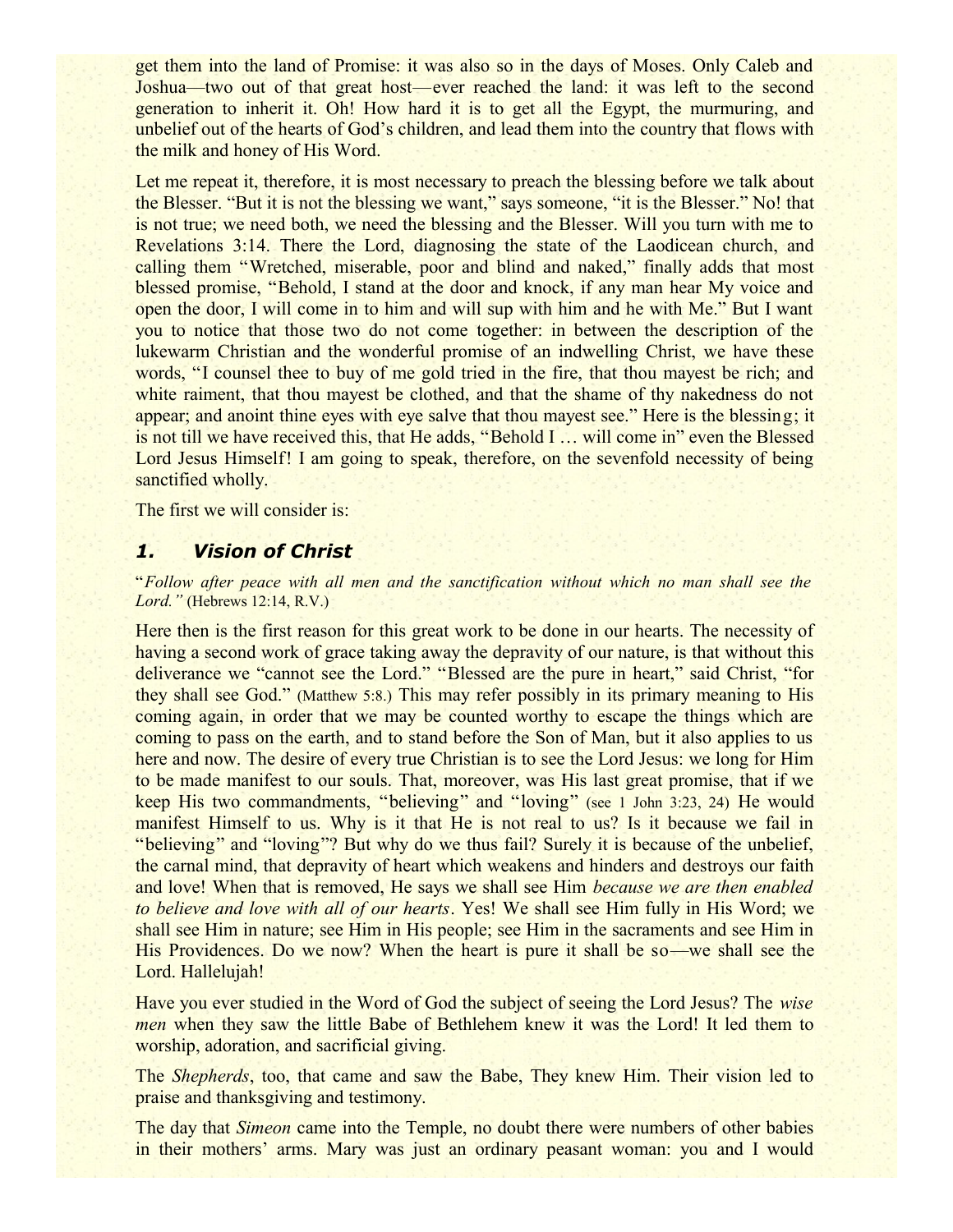get them into the land of Promise: it was also so in the days of Moses. Only Caleb and Joshua—two out of that great host—ever reached the land: it was left to the second generation to inherit it. Oh! How hard it is to get all the Egypt, the murmuring, and unbelief out of the hearts of God's children, and lead them into the country that flows with the milk and honey of His Word.

Let me repeat it, therefore, it is most necessary to preach the blessing before we talk about the Blesser. "But it is not the blessing we want," says someone, "it is the Blesser." No! that is not true; we need both, we need the blessing and the Blesser. Will you turn with me to Revelations 3:14. There the Lord, diagnosing the state of the Laodicean church, and calling them "Wretched, miserable, poor and blind and naked," finally adds that most blessed promise, "Behold, I stand at the door and knock, if any man hear My voice and open the door, I will come in to him and will sup with him and he with Me." But I want you to notice that those two do not come together: in between the description of the lukewarm Christian and the wonderful promise of an indwelling Christ, we have these words, "I counsel thee to buy of me gold tried in the fire, that thou mayest be rich; and white raiment, that thou mayest be clothed, and that the shame of thy nakedness do not appear; and anoint thine eyes with eye salve that thou mayest see." Here is the blessing; it is not till we have received this, that He adds, "Behold I … will come in" even the Blessed Lord Jesus Himself! I am going to speak, therefore, on the sevenfold necessity of being sanctified wholly.

The first we will consider is:

### *1. Vision of Christ*

"*Follow after peace with all men and the sanctification without which no man shall see the Lord."* (Hebrews 12:14, R.V.)

Here then is the first reason for this great work to be done in our hearts. The necessity of having a second work of grace taking away the depravity of our nature, is that without this deliverance we "cannot see the Lord." "Blessed are the pure in heart," said Christ, "for they shall see God." (Matthew 5:8.) This may refer possibly in its primary meaning to His coming again, in order that we may be counted worthy to escape the things which are coming to pass on the earth, and to stand before the Son of Man, but it also applies to us here and now. The desire of every true Christian is to see the Lord Jesus: we long for Him to be made manifest to our souls. That, moreover, was His last great promise, that if we keep His two commandments, "believing" and "loving" (see 1 John 3:23, 24) He would manifest Himself to us. Why is it that He is not real to us? Is it because we fail in "believing" and "loving"? But why do we thus fail? Surely it is because of the unbelief, the carnal mind, that depravity of heart which weakens and hinders and destroys our faith and love! When that is removed, He says we shall see Him *because we are then enabled to believe and love with all of our hearts*. Yes! We shall see Him fully in His Word; we shall see Him in nature; see Him in His people; see Him in the sacraments and see Him in His Providences. Do we now? When the heart is pure it shall be so—we shall see the Lord. Hallelujah!

Have you ever studied in the Word of God the subject of seeing the Lord Jesus? The *wise men* when they saw the little Babe of Bethlehem knew it was the Lord! It led them to worship, adoration, and sacrificial giving.

The *Shepherds*, too, that came and saw the Babe, They knew Him. Their vision led to praise and thanksgiving and testimony.

The day that *Simeon* came into the Temple, no doubt there were numbers of other babies in their mothers' arms. Mary was just an ordinary peasant woman: you and I would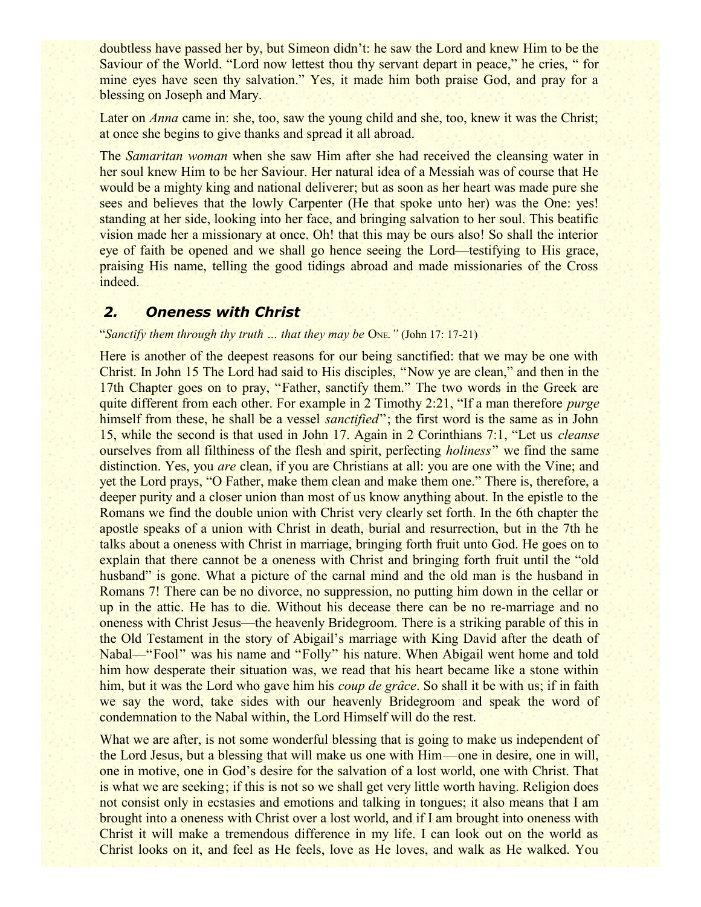doubtless have passed her by, but Simeon didn't: he saw the Lord and knew Him to be the Saviour of the World. "Lord now lettest thou thy servant depart in peace," he cries, " for mine eyes have seen thy salvation." Yes, it made him both praise God, and pray for a blessing on Joseph and Mary.

Later on *Anna* came in: she, too, saw the young child and she, too, knew it was the Christ; at once she begins to give thanks and spread it all abroad.

The *Samaritan woman* when she saw Him after she had received the cleansing water in her soul knew Him to be her Saviour. Her natural idea of a Messiah was of course that He would be a mighty king and national deliverer; but as soon as her heart was made pure she sees and believes that the lowly Carpenter (He that spoke unto her) was the One: yes! standing at her side, looking into her face, and bringing salvation to her soul. This beatific vision made her a missionary at once. Oh! that this may be ours also! So shall the interior eye of faith be opened and we shall go hence seeing the Lord—testifying to His grace, praising His name, telling the good tidings abroad and made missionaries of the Cross indeed.

## *2. Oneness with Christ*

"*Sanctify them through thy truth … that they may be* One*."* (John 17: 17-21)

Here is another of the deepest reasons for our being sanctified: that we may be one with Christ. In John 15 The Lord had said to His disciples, "Now ye are clean," and then in the 17th Chapter goes on to pray, "Father, sanctify them." The two words in the Greek are quite different from each other. For example in 2 Timothy 2:21, "If a man therefore *purge* himself from these, he shall be a vessel *sanctified*"; the first word is the same as in John 15, while the second is that used in John 17. Again in 2 Corinthians 7:1, "Let us *cleanse* ourselves from all filthiness of the flesh and spirit, perfecting *holiness*" we find the same distinction. Yes, you *are* clean, if you are Christians at all: you are one with the Vine; and yet the Lord prays, "O Father, make them clean and make them one." There is, therefore, a deeper purity and a closer union than most of us know anything about. In the epistle to the Romans we find the double union with Christ very clearly set forth. In the 6th chapter the apostle speaks of a union with Christ in death, burial and resurrection, but in the 7th he talks about a oneness with Christ in marriage, bringing forth fruit unto God. He goes on to explain that there cannot be a oneness with Christ and bringing forth fruit until the "old husband" is gone. What a picture of the carnal mind and the old man is the husband in Romans 7! There can be no divorce, no suppression, no putting him down in the cellar or up in the attic. He has to die. Without his decease there can be no re-marriage and no oneness with Christ Jesus—the heavenly Bridegroom. There is a striking parable of this in the Old Testament in the story of Abigail's marriage with King David after the death of Nabal—"Fool" was his name and "Folly" his nature. When Abigail went home and told him how desperate their situation was, we read that his heart became like a stone within him, but it was the Lord who gave him his *coup de grâce*. So shall it be with us; if in faith we say the word, take sides with our heavenly Bridegroom and speak the word of condemnation to the Nabal within, the Lord Himself will do the rest.

What we are after, is not some wonderful blessing that is going to make us independent of the Lord Jesus, but a blessing that will make us one with Him—one in desire, one in will, one in motive, one in God's desire for the salvation of a lost world, one with Christ. That is what we are seeking; if this is not so we shall get very little worth having. Religion does not consist only in ecstasies and emotions and talking in tongues; it also means that I am brought into a oneness with Christ over a lost world, and if I am brought into oneness with Christ it will make a tremendous difference in my life. I can look out on the world as Christ looks on it, and feel as He feels, love as He loves, and walk as He walked. You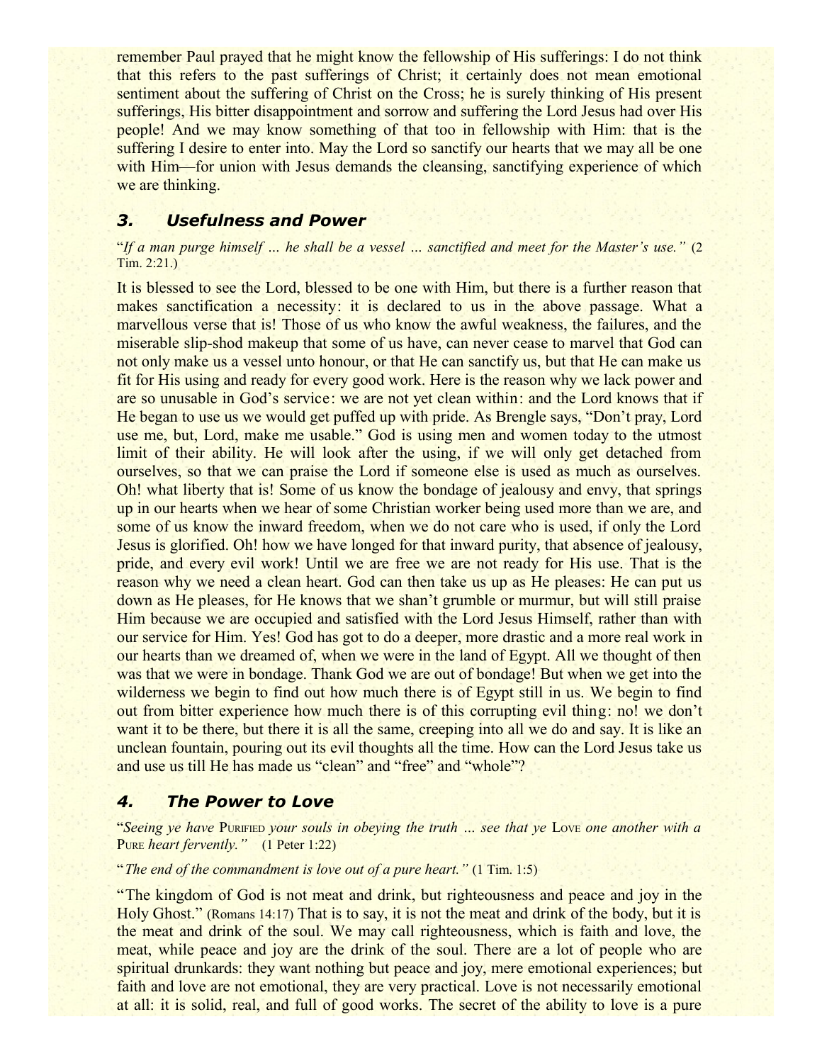remember Paul prayed that he might know the fellowship of His sufferings: I do not think that this refers to the past sufferings of Christ; it certainly does not mean emotional sentiment about the suffering of Christ on the Cross; he is surely thinking of His present sufferings, His bitter disappointment and sorrow and suffering the Lord Jesus had over His people! And we may know something of that too in fellowship with Him: that is the suffering I desire to enter into. May the Lord so sanctify our hearts that we may all be one with Him—for union with Jesus demands the cleansing, sanctifying experience of which we are thinking.

### *3. Usefulness and Power*

"*If a man purge himself … he shall be a vessel … sanctified and meet for the Master's use.*" (2 Tim. 2:21.)

It is blessed to see the Lord, blessed to be one with Him, but there is a further reason that makes sanctification a necessity: it is declared to us in the above passage. What a marvellous verse that is! Those of us who know the awful weakness, the failures, and the miserable slip-shod makeup that some of us have, can never cease to marvel that God can not only make us a vessel unto honour, or that He can sanctify us, but that He can make us fit for His using and ready for every good work. Here is the reason why we lack power and are so unusable in God's service: we are not yet clean within: and the Lord knows that if He began to use us we would get puffed up with pride. As Brengle says, "Don't pray, Lord use me, but, Lord, make me usable." God is using men and women today to the utmost limit of their ability. He will look after the using, if we will only get detached from ourselves, so that we can praise the Lord if someone else is used as much as ourselves. Oh! what liberty that is! Some of us know the bondage of jealousy and envy, that springs up in our hearts when we hear of some Christian worker being used more than we are, and some of us know the inward freedom, when we do not care who is used, if only the Lord Jesus is glorified. Oh! how we have longed for that inward purity, that absence of jealousy, pride, and every evil work! Until we are free we are not ready for His use. That is the reason why we need a clean heart. God can then take us up as He pleases: He can put us down as He pleases, for He knows that we shan't grumble or murmur, but will still praise Him because we are occupied and satisfied with the Lord Jesus Himself, rather than with our service for Him. Yes! God has got to do a deeper, more drastic and a more real work in our hearts than we dreamed of, when we were in the land of Egypt. All we thought of then was that we were in bondage. Thank God we are out of bondage! But when we get into the wilderness we begin to find out how much there is of Egypt still in us. We begin to find out from bitter experience how much there is of this corrupting evil thing: no! we don't want it to be there, but there it is all the same, creeping into all we do and say. It is like an unclean fountain, pouring out its evil thoughts all the time. How can the Lord Jesus take us and use us till He has made us "clean" and "free" and "whole"?

### *4. The Power to Love*

"*Seeing ye have* PURIFIED *your souls in obeying the truth … see that ye* LOVE *one another with a* PURE *heart fervently.*" (1 Peter 1:22)

"*The end of the commandment is love out of a pure heart.*" (1 Tim. 1:5)

"The kingdom of God is not meat and drink, but righteousness and peace and joy in the Holy Ghost." (Romans 14:17) That is to say, it is not the meat and drink of the body, but it is the meat and drink of the soul. We may call righteousness, which is faith and love, the meat, while peace and joy are the drink of the soul. There are a lot of people who are spiritual drunkards: they want nothing but peace and joy, mere emotional experiences; but faith and love are not emotional, they are very practical. Love is not necessarily emotional at all: it is solid, real, and full of good works. The secret of the ability to love is a pure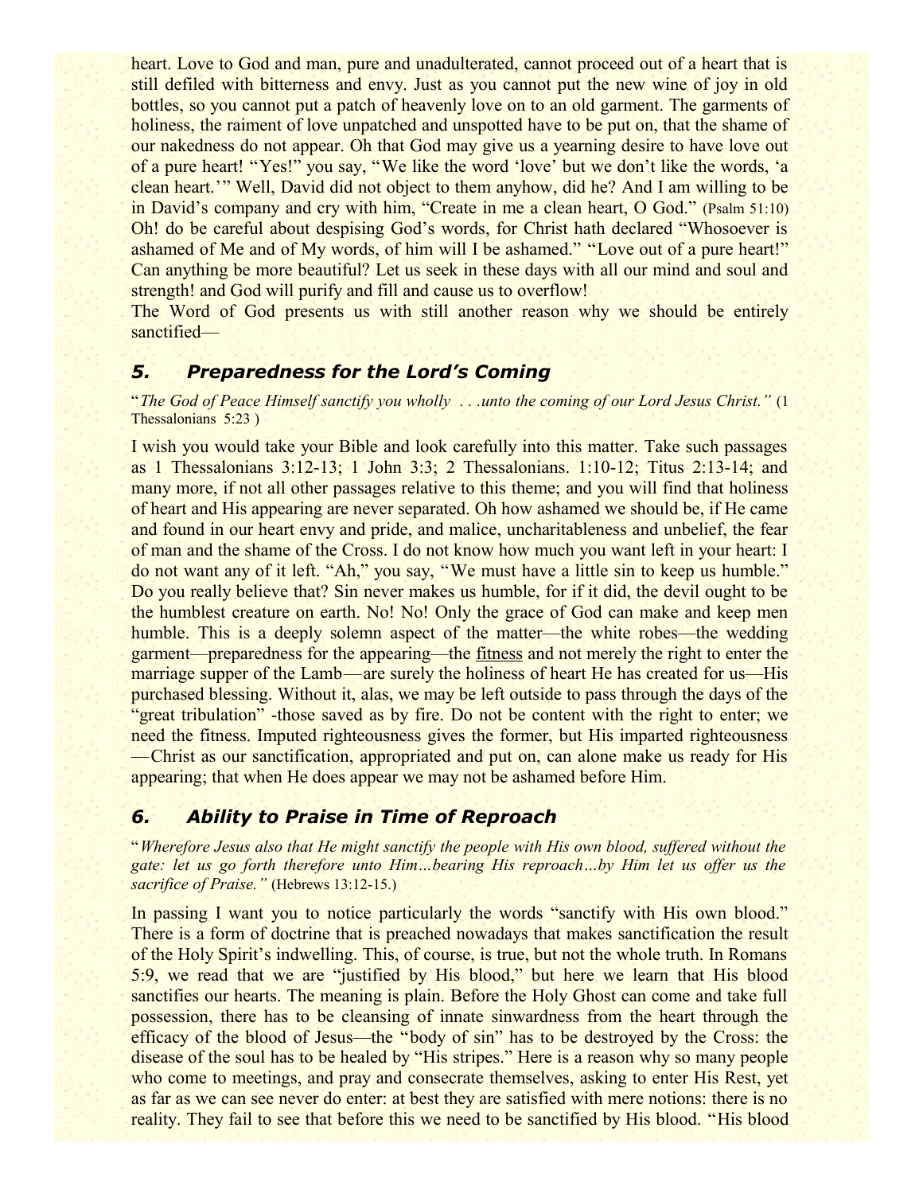heart. Love to God and man, pure and unadulterated, cannot proceed out of a heart that is still defiled with bitterness and envy. Just as you cannot put the new wine of joy in old bottles, so you cannot put a patch of heavenly love on to an old garment. The garments of holiness, the raiment of love unpatched and unspotted have to be put on, that the shame of our nakedness do not appear. Oh that God may give us a yearning desire to have love out of a pure heart! "Yes!" you say, "We like the word 'love' but we don't like the words, 'a clean heart.'" Well, David did not object to them anyhow, did he? And I am willing to be in David's company and cry with him, "Create in me a clean heart, O God." (Psalm 51:10) Oh! do be careful about despising God's words, for Christ hath declared "Whosoever is ashamed of Me and of My words, of him will I be ashamed." "Love out of a pure heart!" Can anything be more beautiful? Let us seek in these days with all our mind and soul and strength! and God will purify and fill and cause us to overflow!

The Word of God presents us with still another reason why we should be entirely sanctified—

### 5. Preparedness for the Lord's Coming

"*The God of Peace Himself sanctify you wholly . . .unto the coming of our Lord Jesus Christ."* (1 Thessalonians 5:23 )

I wish you would take your Bible and look carefully into this matter. Take such passages as 1 Thessalonians 3:12-13; 1 John 3:3; 2 Thessalonians. 1:10-12; Titus 2:13-14; and many more, if not all other passages relative to this theme; and you will find that holiness of heart and His appearing are never separated. Oh how ashamed we should be, if He came and found in our heart envy and pride, and malice, uncharitableness and unbelief, the fear of man and the shame of the Cross. I do not know how much you want left in your heart: I do not want any of it left. "Ah," you say, "We must have a little sin to keep us humble." Do you really believe that? Sin never makes us humble, for if it did, the devil ought to be the humblest creature on earth. No! No! Only the grace of God can make and keep men humble. This is a deeply solemn aspect of the matter—the white robes—the wedding garment—preparedness for the appearing—the <u>fitness</u> and not merely the right to enter the marriage supper of the Lamb—are surely the holiness of heart He has created for us—His purchased blessing. Without it, alas, we may be left outside to pass through the days of the "great tribulation" -those saved as by fire. Do not be content with the right to enter; we need the fitness. Imputed righteousness gives the former, but His imparted righteousness —Christ as our sanctification, appropriated and put on, can alone make us ready for His appearing; that when He does appear we may not be ashamed before Him.

### 6. Ability to Praise in Time of Reproach

"*Wherefore Jesus also that He might sanctify the people with His own blood, suffered without the gate: let us go forth therefore unto Him…bearing His reproach…by Him let us offer us the sacrifice of Praise."* (Hebrews 13:12-15.)

In passing I want you to notice particularly the words "sanctify with His own blood." There is a form of doctrine that is preached nowadays that makes sanctification the result of the Holy Spirit's indwelling. This, of course, is true, but not the whole truth. In Romans 5:9, we read that we are "justified by His blood," but here we learn that His blood sanctifies our hearts. The meaning is plain. Before the Holy Ghost can come and take full possession, there has to be cleansing of innate sinwardness from the heart through the efficacy of the blood of Jesus—the "body of sin" has to be destroyed by the Cross: the disease of the soul has to be healed by "His stripes." Here is a reason why so many people who come to meetings, and pray and consecrate themselves, asking to enter His Rest, yet as far as we can see never do enter: at best they are satisfied with mere notions: there is no reality. They fail to see that before this we need to be sanctified by His blood. "His blood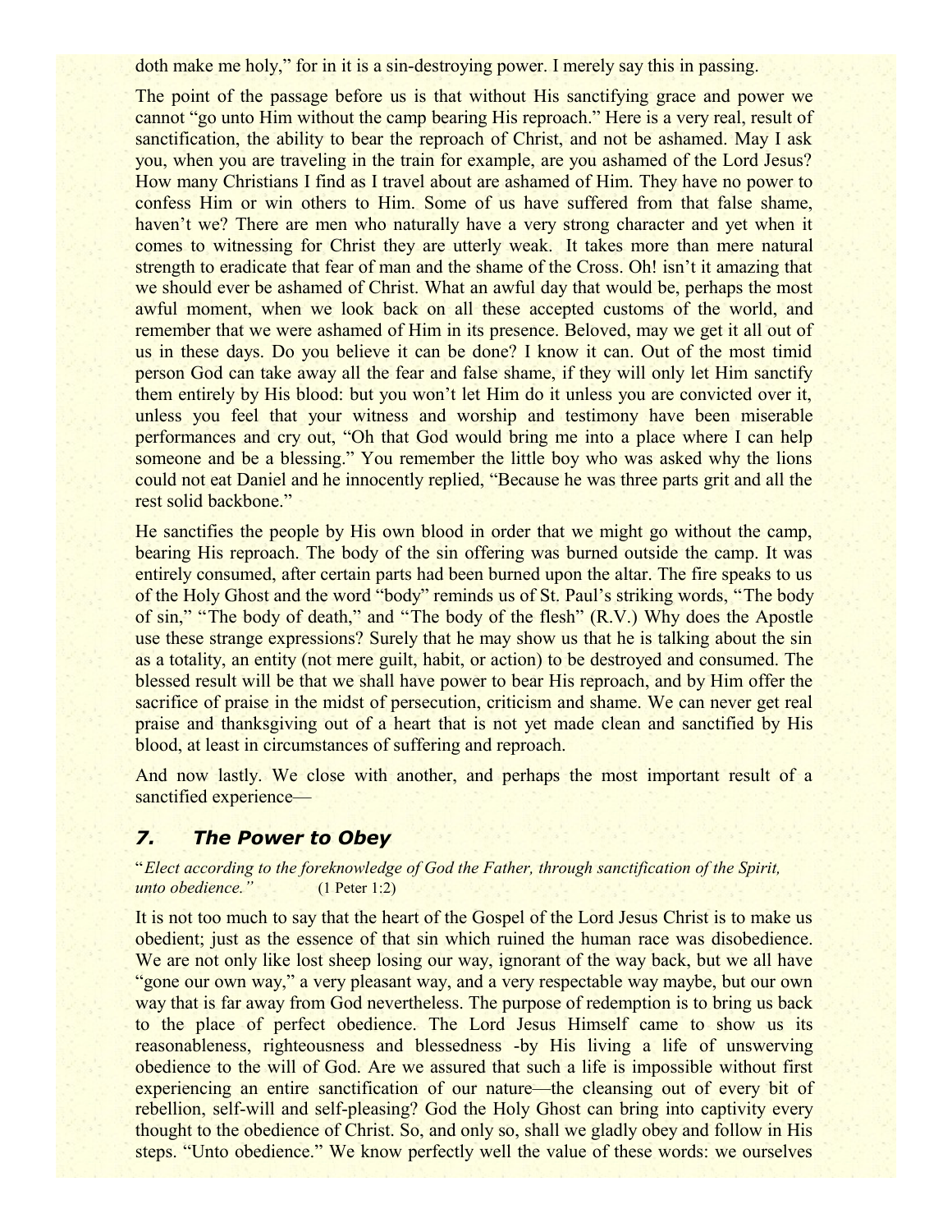doth make me holy," for in it is a sin-destroying power. I merely say this in passing.

The point of the passage before us is that without His sanctifying grace and power we cannot "go unto Him without the camp bearing His reproach." Here is a very real, result of sanctification, the ability to bear the reproach of Christ, and not be ashamed. May I ask you, when you are traveling in the train for example, are you ashamed of the Lord Jesus? How many Christians I find as I travel about are ashamed of Him. They have no power to confess Him or win others to Him. Some of us have suffered from that false shame, haven't we? There are men who naturally have a very strong character and yet when it comes to witnessing for Christ they are utterly weak. It takes more than mere natural strength to eradicate that fear of man and the shame of the Cross. Oh! isn't it amazing that we should ever be ashamed of Christ. What an awful day that would be, perhaps the most awful moment, when we look back on all these accepted customs of the world, and remember that we were ashamed of Him in its presence. Beloved, may we get it all out of us in these days. Do you believe it can be done? I know it can. Out of the most timid person God can take away all the fear and false shame, if they will only let Him sanctify them entirely by His blood: but you won't let Him do it unless you are convicted over it, unless you feel that your witness and worship and testimony have been miserable performances and cry out, "Oh that God would bring me into a place where I can help someone and be a blessing." You remember the little boy who was asked why the lions could not eat Daniel and he innocently replied, "Because he was three parts grit and all the rest solid backbone."

He sanctifies the people by His own blood in order that we might go without the camp, bearing His reproach. The body of the sin offering was burned outside the camp. It was entirely consumed, after certain parts had been burned upon the altar. The fire speaks to us of the Holy Ghost and the word "body" reminds us of St. Paul's striking words, "The body of sin," "The body of death," and "The body of the flesh" (R.V.) Why does the Apostle use these strange expressions? Surely that he may show us that he is talking about the sin as a totality, an entity (not mere guilt, habit, or action) to be destroyed and consumed. The blessed result will be that we shall have power to bear His reproach, and by Him offer the sacrifice of praise in the midst of persecution, criticism and shame. We can never get real praise and thanksgiving out of a heart that is not yet made clean and sanctified by His blood, at least in circumstances of suffering and reproach.

And now lastly. We close with another, and perhaps the most important result of a sanctified experience—

## 7. *The Power to Obey*

"*Elect according to the foreknowledge of God the Father, through sanctification of the Spirit, unto obedience.*" (1 Peter 1:2)

It is not too much to say that the heart of the Gospel of the Lord Jesus Christ is to make us obedient; just as the essence of that sin which ruined the human race was disobedience. We are not only like lost sheep losing our way, ignorant of the way back, but we all have "gone our own way," a very pleasant way, and a very respectable way maybe, but our own way that is far away from God nevertheless. The purpose of redemption is to bring us back to the place of perfect obedience. The Lord Jesus Himself came to show us its reasonableness, righteousness and blessedness -by His living a life of unswerving obedience to the will of God. Are we assured that such a life is impossible without first experiencing an entire sanctification of our nature—the cleansing out of every bit of rebellion, self-will and self-pleasing? God the Holy Ghost can bring into captivity every thought to the obedience of Christ. So, and only so, shall we gladly obey and follow in His steps. "Unto obedience." We know perfectly well the value of these words: we ourselves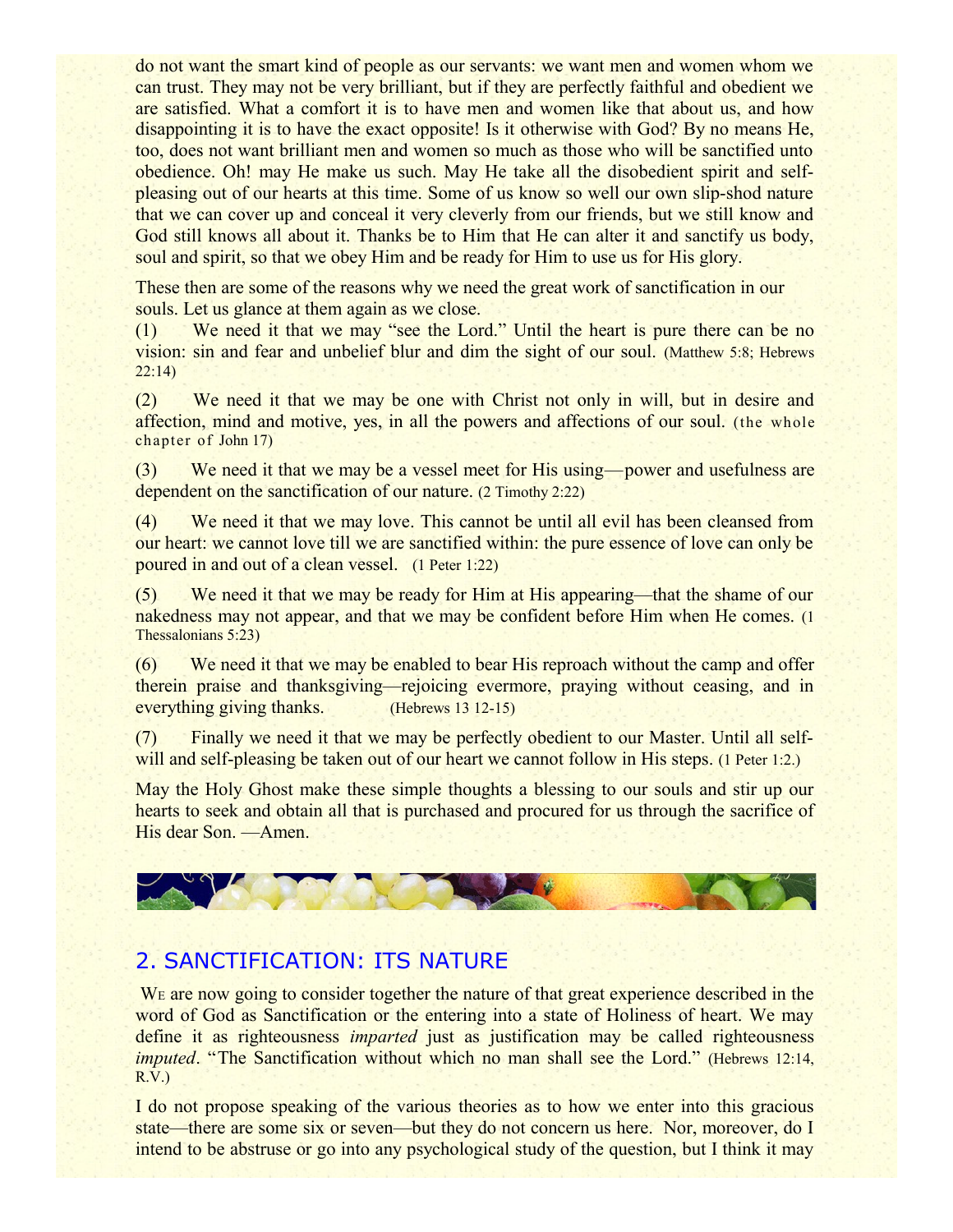do not want the smart kind of people as our servants: we want men and women whom we can trust. They may not be very brilliant, but if they are perfectly faithful and obedient we are satisfied. What a comfort it is to have men and women like that about us, and how disappointing it is to have the exact opposite! Is it otherwise with God? By no means He, too, does not want brilliant men and women so much as those who will be sanctified unto obedience. Oh! may He make us such. May He take all the disobedient spirit and self-pleasing out of our hearts at this time. Some of us know so well our own slip-shod nature that we can cover up and conceal it very cleverly from our friends, but we still know and God still knows all about it. Thanks be to Him that He can alter it and sanctify us body, soul and spirit, so that we obey Him and be ready for Him to use us for His glory.

These then are some of the reasons why we need the great work of sanctification in our souls. Let us glance at them again as we close.

(1) We need it that we may "see the Lord." Until the heart is pure there can be no vision: sin and fear and unbelief blur and dim the sight of our soul. (Matthew 5:8; Hebrews 22:14)

(2) We need it that we may be one with Christ not only in will, but in desire and affection, mind and motive, yes, in all the powers and affections of our soul. (the whole chapter of John 17)

(3) We need it that we may be a vessel meet for His using—power and usefulness are dependent on the sanctification of our nature. (2 Timothy 2:22)

(4) We need it that we may love. This cannot be until all evil has been cleansed from our heart: we cannot love till we are sanctified within: the pure essence of love can only be poured in and out of a clean vessel. (1 Peter 1:22)

(5) We need it that we may be ready for Him at His appearing—that the shame of our nakedness may not appear, and that we may be confident before Him when He comes. (1 Thessalonians 5:23)

(6) We need it that we may be enabled to bear His reproach without the camp and offer therein praise and thanksgiving—rejoicing evermore, praying without ceasing, and in everything giving thanks. (Hebrews 13 12-15)

(7) Finally we need it that we may be perfectly obedient to our Master. Until all self-will and self-pleasing be taken out of our heart we cannot follow in His steps. (1 Peter 1:2.)

May the Holy Ghost make these simple thoughts a blessing to our souls and stir up our hearts to seek and obtain all that is purchased and procured for us through the sacrifice of His dear Son. —Amen.

## 2. SANCTIFICATION: ITS NATURE

WE are now going to consider together the nature of that great experience described in the word of God as Sanctification or the entering into a state of Holiness of heart. We may define it as righteousness *imparted* just as justification may be called righteousness *imputed*. "The Sanctification without which no man shall see the Lord." (Hebrews 12:14, R.V.)

I do not propose speaking of the various theories as to how we enter into this gracious state—there are some six or seven—but they do not concern us here. Nor, moreover, do I intend to be abstruse or go into any psychological study of the question, but I think it may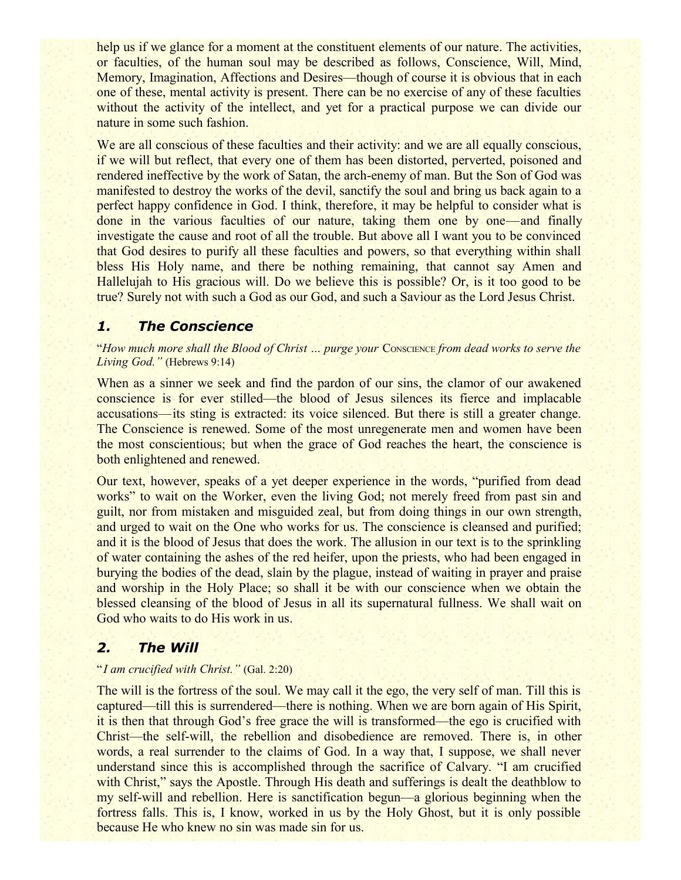help us if we glance for a moment at the constituent elements of our nature. The activities, or faculties, of the human soul may be described as follows, Conscience, Will, Mind, Memory, Imagination, Affections and Desires—though of course it is obvious that in each one of these, mental activity is present. There can be no exercise of any of these faculties without the activity of the intellect, and yet for a practical purpose we can divide our nature in some such fashion.

We are all conscious of these faculties and their activity: and we are all equally conscious, if we will but reflect, that every one of them has been distorted, perverted, poisoned and rendered ineffective by the work of Satan, the arch-enemy of man. But the Son of God was manifested to destroy the works of the devil, sanctify the soul and bring us back again to a perfect happy confidence in God. I think, therefore, it may be helpful to consider what is done in the various faculties of our nature, taking them one by one—and finally investigate the cause and root of all the trouble. But above all I want you to be convinced that God desires to purify all these faculties and powers, so that everything within shall bless His Holy name, and there be nothing remaining, that cannot say Amen and Hallelujah to His gracious will. Do we believe this is possible? Or, is it too good to be true? Surely not with such a God as our God, and such a Saviour as the Lord Jesus Christ.

### *1. The Conscience*

"*How much more shall the Blood of Christ … purge your* CONSCIENCE *from dead works to serve the Living God."* (Hebrews 9:14)

When as a sinner we seek and find the pardon of our sins, the clamor of our awakened conscience is for ever stilled—the blood of Jesus silences its fierce and implacable accusations—its sting is extracted: its voice silenced. But there is still a greater change. The Conscience is renewed. Some of the most unregenerate men and women have been the most conscientious; but when the grace of God reaches the heart, the conscience is both enlightened and renewed.

Our text, however, speaks of a yet deeper experience in the words, "purified from dead works" to wait on the Worker, even the living God; not merely freed from past sin and guilt, nor from mistaken and misguided zeal, but from doing things in our own strength, and urged to wait on the One who works for us. The conscience is cleansed and purified; and it is the blood of Jesus that does the work. The allusion in our text is to the sprinkling of water containing the ashes of the red heifer, upon the priests, who had been engaged in burying the bodies of the dead, slain by the plague, instead of waiting in prayer and praise and worship in the Holy Place; so shall it be with our conscience when we obtain the blessed cleansing of the blood of Jesus in all its supernatural fullness. We shall wait on God who waits to do His work in us.

### *2. The Will*

"*I am crucified with Christ."* (Gal. 2:20)

The will is the fortress of the soul. We may call it the ego, the very self of man. Till this is captured—till this is surrendered—there is nothing. When we are born again of His Spirit, it is then that through God's free grace the will is transformed—the ego is crucified with Christ—the self-will, the rebellion and disobedience are removed. There is, in other words, a real surrender to the claims of God. In a way that, I suppose, we shall never understand since this is accomplished through the sacrifice of Calvary. "I am crucified with Christ," says the Apostle. Through His death and sufferings is dealt the deathblow to my self-will and rebellion. Here is sanctification begun—a glorious beginning when the fortress falls. This is, I know, worked in us by the Holy Ghost, but it is only possible because He who knew no sin was made sin for us.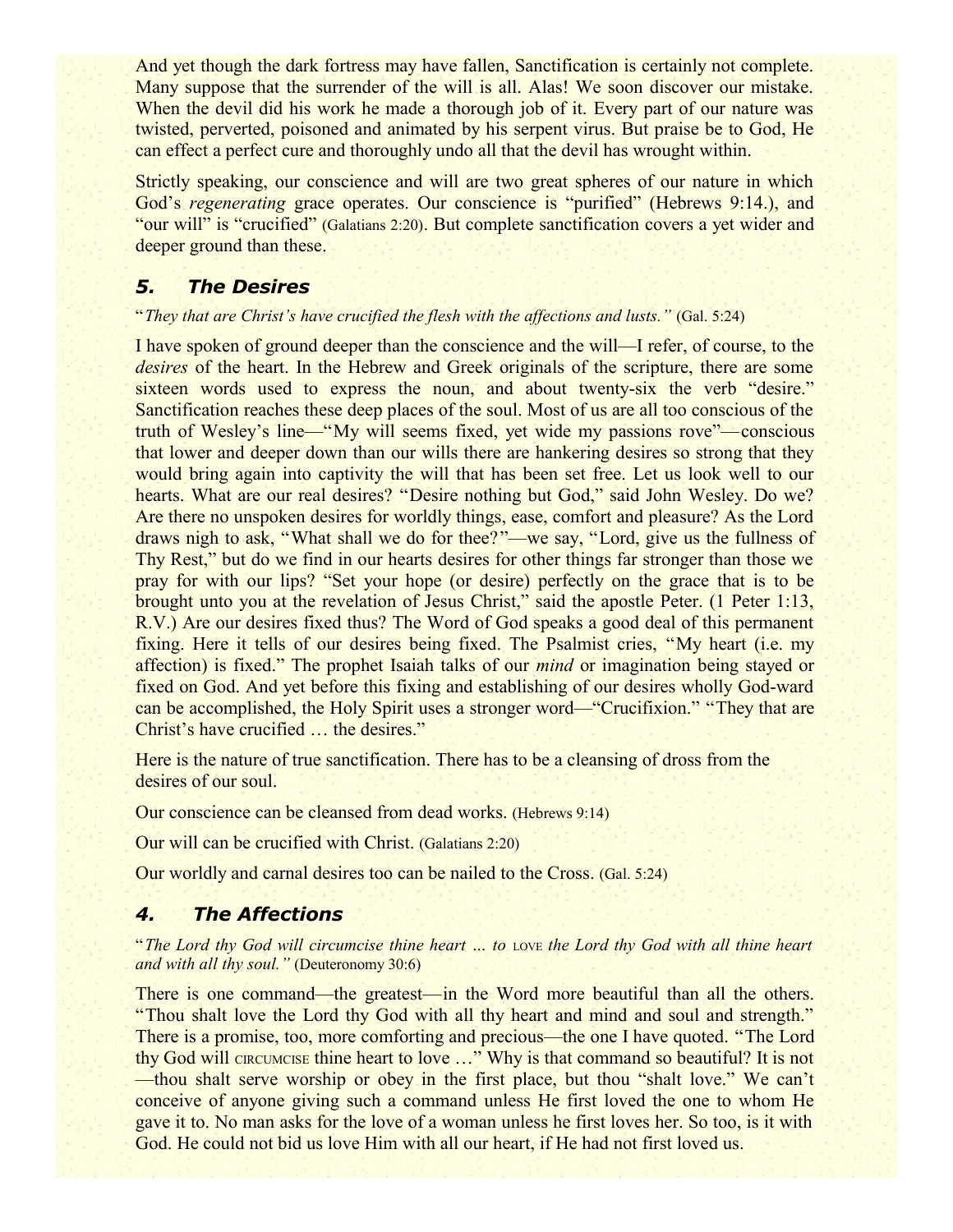And yet though the dark fortress may have fallen, Sanctification is certainly not complete. Many suppose that the surrender of the will is all. Alas! We soon discover our mistake. When the devil did his work he made a thorough job of it. Every part of our nature was twisted, perverted, poisoned and animated by his serpent virus. But praise be to God, He can effect a perfect cure and thoroughly undo all that the devil has wrought within.

Strictly speaking, our conscience and will are two great spheres of our nature in which God's *regenerating* grace operates. Our conscience is "purified" (Hebrews 9:14.), and "our will" is "crucified" (Galatians 2:20). But complete sanctification covers a yet wider and deeper ground than these.

### *5. The Desires*

"*They that are Christ's have crucified the flesh with the affections and lusts."* (Gal. 5:24)

I have spoken of ground deeper than the conscience and the will—I refer, of course, to the *desires* of the heart. In the Hebrew and Greek originals of the scripture, there are some sixteen words used to express the noun, and about twenty-six the verb "desire." Sanctification reaches these deep places of the soul. Most of us are all too conscious of the truth of Wesley's line—"My will seems fixed, yet wide my passions rove"—conscious that lower and deeper down than our wills there are hankering desires so strong that they would bring again into captivity the will that has been set free. Let us look well to our hearts. What are our real desires? "Desire nothing but God," said John Wesley. Do we? Are there no unspoken desires for worldly things, ease, comfort and pleasure? As the Lord draws nigh to ask, "What shall we do for thee?"—we say, "Lord, give us the fullness of Thy Rest," but do we find in our hearts desires for other things far stronger than those we pray for with our lips? "Set your hope (or desire) perfectly on the grace that is to be brought unto you at the revelation of Jesus Christ," said the apostle Peter. (1 Peter 1:13, R.V.) Are our desires fixed thus? The Word of God speaks a good deal of this permanent fixing. Here it tells of our desires being fixed. The Psalmist cries, "My heart (i.e. my affection) is fixed." The prophet Isaiah talks of our *mind* or imagination being stayed or fixed on God. And yet before this fixing and establishing of our desires wholly God-ward can be accomplished, the Holy Spirit uses a stronger word—"Crucifixion." "They that are Christ's have crucified … the desires."

Here is the nature of true sanctification. There has to be a cleansing of dross from the desires of our soul.

Our conscience can be cleansed from dead works. (Hebrews 9:14)

Our will can be crucified with Christ. (Galatians 2:20)

Our worldly and carnal desires too can be nailed to the Cross. (Gal. 5:24)

### *4. The Affections*

"*The Lord thy God will circumcise thine heart … to* LOVE *the Lord thy God with all thine heart and with all thy soul."* (Deuteronomy 30:6)

There is one command—the greatest—in the Word more beautiful than all the others. "Thou shalt love the Lord thy God with all thy heart and mind and soul and strength." There is a promise, too, more comforting and precious—the one I have quoted. "The Lord thy God will CIRCUMCISE thine heart to love …" Why is that command so beautiful? It is not —thou shalt serve worship or obey in the first place, but thou "shalt love." We can't conceive of anyone giving such a command unless He first loved the one to whom He gave it to. No man asks for the love of a woman unless he first loves her. So too, is it with God. He could not bid us love Him with all our heart, if He had not first loved us.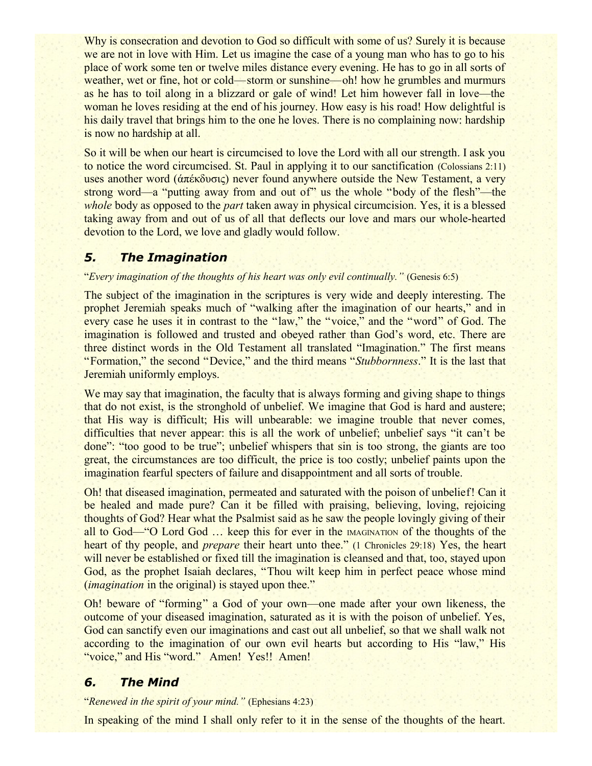Why is consecration and devotion to God so difficult with some of us? Surely it is because we are not in love with Him. Let us imagine the case of a young man who has to go to his place of work some ten or twelve miles distance every evening. He has to go in all sorts of weather, wet or fine, hot or cold—storm or sunshine—oh! how he grumbles and murmurs as he has to toil along in a blizzard or gale of wind! Let him however fall in love—the woman he loves residing at the end of his journey. How easy is his road! How delightful is his daily travel that brings him to the one he loves. There is no complaining now: hardship is now no hardship at all.

So it will be when our heart is circumcised to love the Lord with all our strength. I ask you to notice the word circumcised. St. Paul in applying it to our sanctification (Colossians 2:11) uses another word (ἀπέκδυσις) never found anywhere outside the New Testament, a very strong word—a "putting away from and out of" us the whole "body of the flesh"—the *whole* body as opposed to the *part* taken away in physical circumcision. Yes, it is a blessed taking away from and out of us of all that deflects our love and mars our whole-hearted devotion to the Lord, we love and gladly would follow.

## *5. The Imagination*

"*Every imagination of the thoughts of his heart was only evil continually."* (Genesis 6:5)

The subject of the imagination in the scriptures is very wide and deeply interesting. The prophet Jeremiah speaks much of "walking after the imagination of our hearts," and in every case he uses it in contrast to the "law," the "voice," and the "word" of God. The imagination is followed and trusted and obeyed rather than God's word, etc. There are three distinct words in the Old Testament all translated "Imagination." The first means "Formation," the second "Device," and the third means "*Stubbornness*." It is the last that Jeremiah uniformly employs.

We may say that imagination, the faculty that is always forming and giving shape to things that do not exist, is the stronghold of unbelief. We imagine that God is hard and austere; that His way is difficult; His will unbearable: we imagine trouble that never comes, difficulties that never appear: this is all the work of unbelief; unbelief says "it can't be done": "too good to be true"; unbelief whispers that sin is too strong, the giants are too great, the circumstances are too difficult, the price is too costly; unbelief paints upon the imagination fearful specters of failure and disappointment and all sorts of trouble.

Oh! that diseased imagination, permeated and saturated with the poison of unbelief! Can it be healed and made pure? Can it be filled with praising, believing, loving, rejoicing thoughts of God? Hear what the Psalmist said as he saw the people lovingly giving of their all to God—"O Lord God … keep this for ever in the IMAGINATION of the thoughts of the heart of thy people, and *prepare* their heart unto thee." (1 Chronicles 29:18) Yes, the heart will never be established or fixed till the imagination is cleansed and that, too, stayed upon God, as the prophet Isaiah declares, "Thou wilt keep him in perfect peace whose mind (*imagination* in the original) is stayed upon thee."

Oh! beware of "forming" a God of your own—one made after your own likeness, the outcome of your diseased imagination, saturated as it is with the poison of unbelief. Yes, God can sanctify even our imaginations and cast out all unbelief, so that we shall walk not according to the imagination of our own evil hearts but according to His "law," His "voice," and His "word." Amen! Yes!! Amen!

## *6. The Mind*

"*Renewed in the spirit of your mind."* (Ephesians 4:23)

In speaking of the mind I shall only refer to it in the sense of the thoughts of the heart.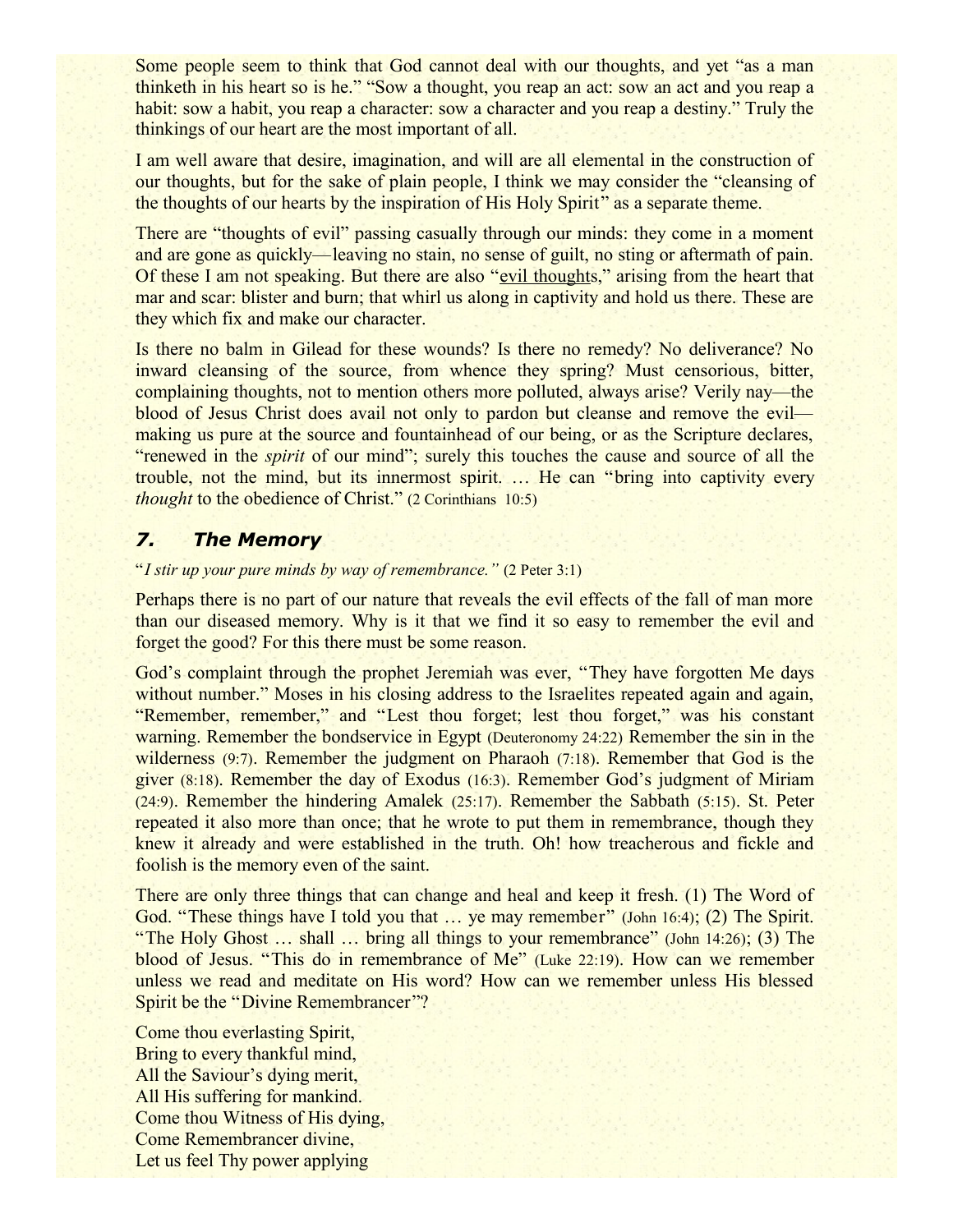Some people seem to think that God cannot deal with our thoughts, and yet "as a man thinketh in his heart so is he." "Sow a thought, you reap an act: sow an act and you reap a habit: sow a habit, you reap a character: sow a character and you reap a destiny." Truly the thinkings of our heart are the most important of all.

I am well aware that desire, imagination, and will are all elemental in the construction of our thoughts, but for the sake of plain people, I think we may consider the "cleansing of the thoughts of our hearts by the inspiration of His Holy Spirit" as a separate theme.

There are "thoughts of evil" passing casually through our minds: they come in a moment and are gone as quickly—leaving no stain, no sense of guilt, no sting or aftermath of pain. Of these I am not speaking. But there are also "evil thoughts," arising from the heart that mar and scar: blister and burn; that whirl us along in captivity and hold us there. These are they which fix and make our character.

Is there no balm in Gilead for these wounds? Is there no remedy? No deliverance? No inward cleansing of the source, from whence they spring? Must censorious, bitter, complaining thoughts, not to mention others more polluted, always arise? Verily nay—the blood of Jesus Christ does avail not only to pardon but cleanse and remove the evil—making us pure at the source and fountainhead of our being, or as the Scripture declares, "renewed in the *spirit* of our mind"; surely this touches the cause and source of all the trouble, not the mind, but its innermost spirit. … He can "bring into captivity every *thought* to the obedience of Christ." (2 Corinthians 10:5)

### *7. The Memory*

"*I stir up your pure minds by way of remembrance."* (2 Peter 3:1)

Perhaps there is no part of our nature that reveals the evil effects of the fall of man more than our diseased memory. Why is it that we find it so easy to remember the evil and forget the good? For this there must be some reason.

God's complaint through the prophet Jeremiah was ever, "They have forgotten Me days without number." Moses in his closing address to the Israelites repeated again and again, "Remember, remember," and "Lest thou forget; lest thou forget," was his constant warning. Remember the bondservice in Egypt (Deuteronomy 24:22) Remember the sin in the wilderness (9:7). Remember the judgment on Pharaoh (7:18). Remember that God is the giver (8:18). Remember the day of Exodus (16:3). Remember God's judgment of Miriam (24:9). Remember the hindering Amalek (25:17). Remember the Sabbath (5:15). St. Peter repeated it also more than once; that he wrote to put them in remembrance, though they knew it already and were established in the truth. Oh! how treacherous and fickle and foolish is the memory even of the saint.

There are only three things that can change and heal and keep it fresh. (1) The Word of God. "These things have I told you that … ye may remember" (John 16:4); (2) The Spirit. "The Holy Ghost … shall … bring all things to your remembrance" (John 14:26); (3) The blood of Jesus. "This do in remembrance of Me" (Luke 22:19). How can we remember unless we read and meditate on His word? How can we remember unless His blessed Spirit be the "Divine Remembrancer"?

Come thou everlasting Spirit,  
Bring to every thankful mind,  
All the Saviour's dying merit,  
All His suffering for mankind.  
Come thou Witness of His dying,  
Come Remembrancer divine,  
Let us feel Thy power applying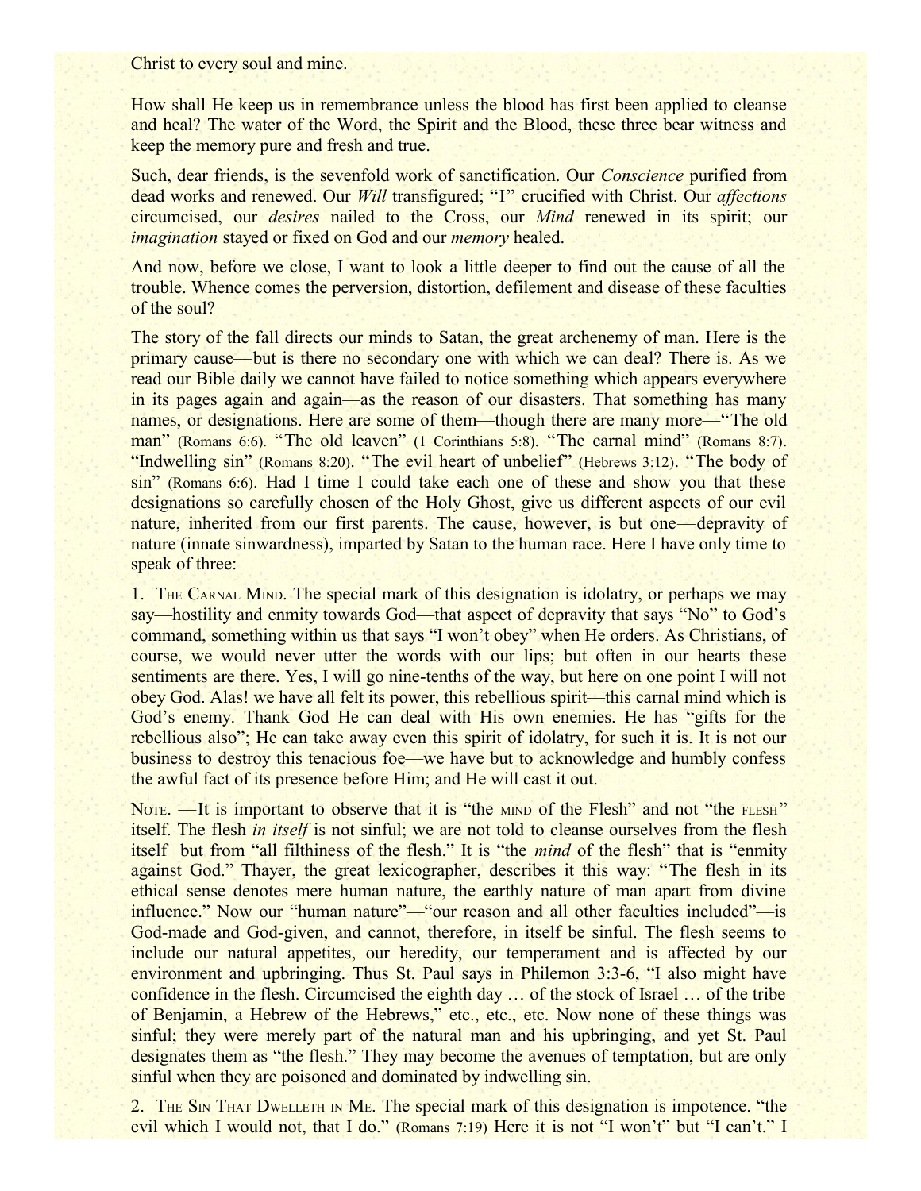Christ to every soul and mine.

How shall He keep us in remembrance unless the blood has first been applied to cleanse and heal? The water of the Word, the Spirit and the Blood, these three bear witness and keep the memory pure and fresh and true.

Such, dear friends, is the sevenfold work of sanctification. Our *Conscience* purified from dead works and renewed. Our *Will* transfigured; "I" crucified with Christ. Our *affections* circumcised, our *desires* nailed to the Cross, our *Mind* renewed in its spirit; our *imagination* stayed or fixed on God and our *memory* healed.

And now, before we close, I want to look a little deeper to find out the cause of all the trouble. Whence comes the perversion, distortion, defilement and disease of these faculties of the soul?

The story of the fall directs our minds to Satan, the great archenemy of man. Here is the primary cause—but is there no secondary one with which we can deal? There is. As we read our Bible daily we cannot have failed to notice something which appears everywhere in its pages again and again—as the reason of our disasters. That something has many names, or designations. Here are some of them—though there are many more—"The old man" (Romans 6:6). "The old leaven" (1 Corinthians 5:8). "The carnal mind" (Romans 8:7). "Indwelling sin" (Romans 8:20). "The evil heart of unbelief" (Hebrews 3:12). "The body of sin" (Romans 6:6). Had I time I could take each one of these and show you that these designations so carefully chosen of the Holy Ghost, give us different aspects of our evil nature, inherited from our first parents. The cause, however, is but one—depravity of nature (innate sinwardness), imparted by Satan to the human race. Here I have only time to speak of three:

1. The Carnal Mind. The special mark of this designation is idolatry, or perhaps we may say—hostility and enmity towards God—that aspect of depravity that says "No" to God's command, something within us that says "I won't obey" when He orders. As Christians, of course, we would never utter the words with our lips; but often in our hearts these sentiments are there. Yes, I will go nine-tenths of the way, but here on one point I will not obey God. Alas! we have all felt its power, this rebellious spirit—this carnal mind which is God's enemy. Thank God He can deal with His own enemies. He has "gifts for the rebellious also"; He can take away even this spirit of idolatry, for such it is. It is not our business to destroy this tenacious foe—we have but to acknowledge and humbly confess the awful fact of its presence before Him; and He will cast it out.

Note. —It is important to observe that it is "the mind of the Flesh" and not "the flesh" itself. The flesh *in itself* is not sinful; we are not told to cleanse ourselves from the flesh itself but from "all filthiness of the flesh." It is "the *mind* of the flesh" that is "enmity against God." Thayer, the great lexicographer, describes it this way: "The flesh in its ethical sense denotes mere human nature, the earthly nature of man apart from divine influence." Now our "human nature"—"our reason and all other faculties included"—is God-made and God-given, and cannot, therefore, in itself be sinful. The flesh seems to include our natural appetites, our heredity, our temperament and is affected by our environment and upbringing. Thus St. Paul says in Philemon 3:3-6, "I also might have confidence in the flesh. Circumcised the eighth day … of the stock of Israel … of the tribe of Benjamin, a Hebrew of the Hebrews," etc., etc., etc. Now none of these things was sinful; they were merely part of the natural man and his upbringing, and yet St. Paul designates them as "the flesh." They may become the avenues of temptation, but are only sinful when they are poisoned and dominated by indwelling sin.

2. The Sin That Dwelleth in Me. The special mark of this designation is impotence. "the evil which I would not, that I do." (Romans 7:19) Here it is not "I won't" but "I can't." I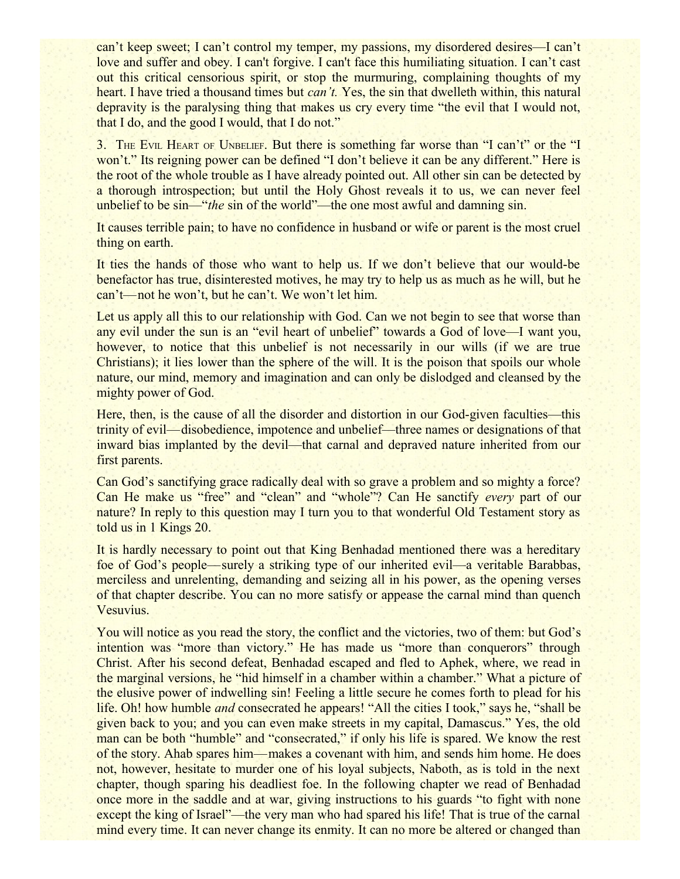can't keep sweet; I can't control my temper, my passions, my disordered desires—I can't love and suffer and obey. I can't forgive. I can't face this humiliating situation. I can't cast out this critical censorious spirit, or stop the murmuring, complaining thoughts of my heart. I have tried a thousand times but *can't.* Yes, the sin that dwelleth within, this natural depravity is the paralysing thing that makes us cry every time "the evil that I would not, that I do, and the good I would, that I do not."

3. The Evil Heart of Unbelief. But there is something far worse than "I can't" or the "I won't." Its reigning power can be defined "I don't believe it can be any different." Here is the root of the whole trouble as I have already pointed out. All other sin can be detected by a thorough introspection; but until the Holy Ghost reveals it to us, we can never feel unbelief to be sin—"*the* sin of the world"—the one most awful and damning sin.

It causes terrible pain; to have no confidence in husband or wife or parent is the most cruel thing on earth.

It ties the hands of those who want to help us. If we don't believe that our would-be benefactor has true, disinterested motives, he may try to help us as much as he will, but he can't—not he won't, but he can't. We won't let him.

Let us apply all this to our relationship with God. Can we not begin to see that worse than any evil under the sun is an "evil heart of unbelief" towards a God of love—I want you, however, to notice that this unbelief is not necessarily in our wills (if we are true Christians); it lies lower than the sphere of the will. It is the poison that spoils our whole nature, our mind, memory and imagination and can only be dislodged and cleansed by the mighty power of God.

Here, then, is the cause of all the disorder and distortion in our God-given faculties—this trinity of evil—disobedience, impotence and unbelief—three names or designations of that inward bias implanted by the devil—that carnal and depraved nature inherited from our first parents.

Can God's sanctifying grace radically deal with so grave a problem and so mighty a force? Can He make us "free" and "clean" and "whole"? Can He sanctify *every* part of our nature? In reply to this question may I turn you to that wonderful Old Testament story as told us in 1 Kings 20.

It is hardly necessary to point out that King Benhadad mentioned there was a hereditary foe of God's people—surely a striking type of our inherited evil—a veritable Barabbas, merciless and unrelenting, demanding and seizing all in his power, as the opening verses of that chapter describe. You can no more satisfy or appease the carnal mind than quench Vesuvius.

You will notice as you read the story, the conflict and the victories, two of them: but God's intention was "more than victory." He has made us "more than conquerors" through Christ. After his second defeat, Benhadad escaped and fled to Aphek, where, we read in the marginal versions, he "hid himself in a chamber within a chamber." What a picture of the elusive power of indwelling sin! Feeling a little secure he comes forth to plead for his life. Oh! how humble *and* consecrated he appears! "All the cities I took," says he, "shall be given back to you; and you can even make streets in my capital, Damascus." Yes, the old man can be both "humble" and "consecrated," if only his life is spared. We know the rest of the story. Ahab spares him—makes a covenant with him, and sends him home. He does not, however, hesitate to murder one of his loyal subjects, Naboth, as is told in the next chapter, though sparing his deadliest foe. In the following chapter we read of Benhadad once more in the saddle and at war, giving instructions to his guards "to fight with none except the king of Israel"—the very man who had spared his life! That is true of the carnal mind every time. It can never change its enmity. It can no more be altered or changed than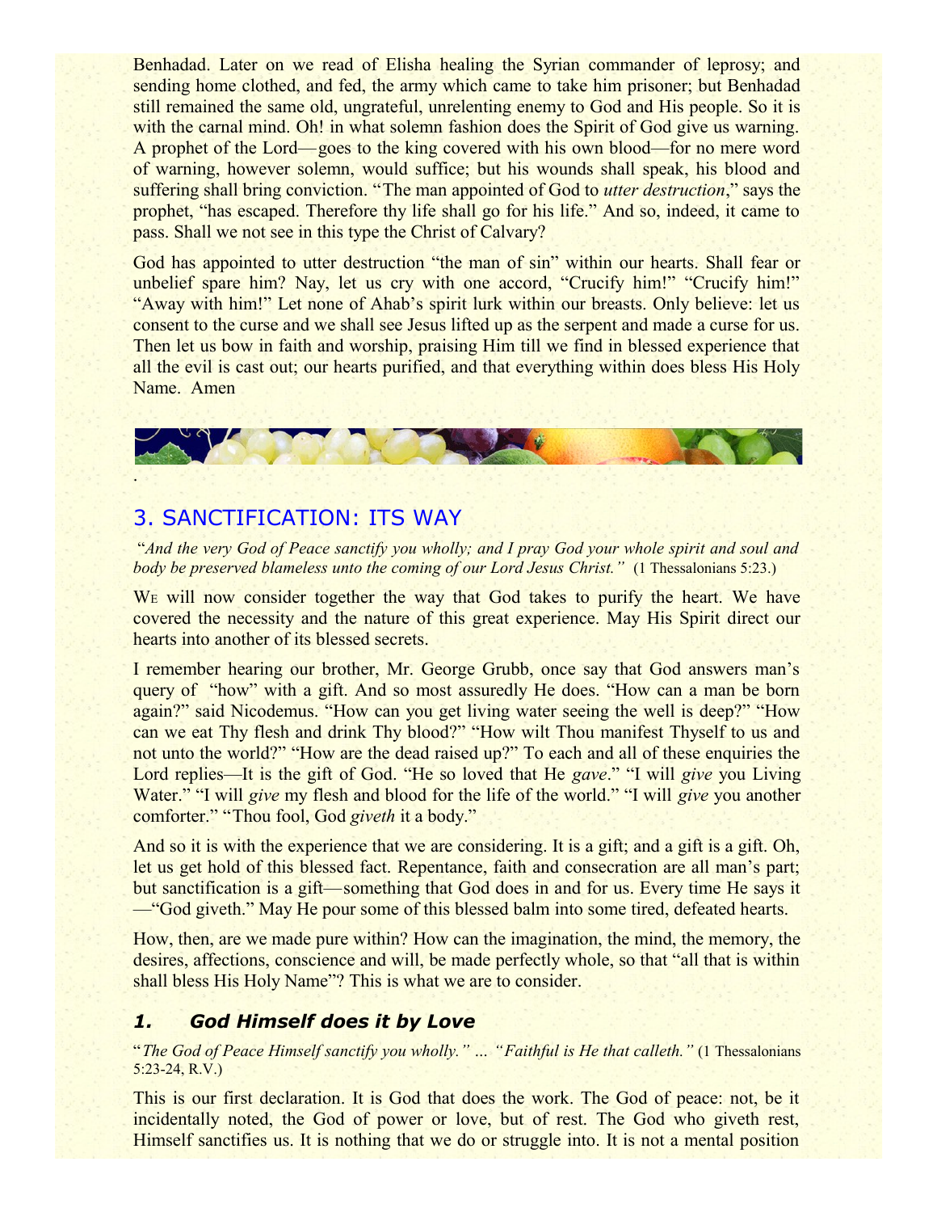Benhadad. Later on we read of Elisha healing the Syrian commander of leprosy; and sending home clothed, and fed, the army which came to take him prisoner; but Benhadad still remained the same old, ungrateful, unrelenting enemy to God and His people. So it is with the carnal mind. Oh! in what solemn fashion does the Spirit of God give us warning. A prophet of the Lord—goes to the king covered with his own blood—for no mere word of warning, however solemn, would suffice; but his wounds shall speak, his blood and suffering shall bring conviction. "The man appointed of God to *utter destruction*," says the prophet, "has escaped. Therefore thy life shall go for his life." And so, indeed, it came to pass. Shall we not see in this type the Christ of Calvary?

God has appointed to utter destruction "the man of sin" within our hearts. Shall fear or unbelief spare him? Nay, let us cry with one accord, "Crucify him!" "Crucify him!" "Away with him!" Let none of Ahab's spirit lurk within our breasts. Only believe: let us consent to the curse and we shall see Jesus lifted up as the serpent and made a curse for us. Then let us bow in faith and worship, praising Him till we find in blessed experience that all the evil is cast out; our hearts purified, and that everything within does bless His Holy Name. Amen

## 3. SANCTIFICATION: ITS WAY

"*And the very God of Peace sanctify you wholly; and I pray God your whole spirit and soul and body be preserved blameless unto the coming of our Lord Jesus Christ."* (1 Thessalonians 5:23.)

We will now consider together the way that God takes to purify the heart. We have covered the necessity and the nature of this great experience. May His Spirit direct our hearts into another of its blessed secrets.

I remember hearing our brother, Mr. George Grubb, once say that God answers man's query of "how" with a gift. And so most assuredly He does. "How can a man be born again?" said Nicodemus. "How can you get living water seeing the well is deep?" "How can we eat Thy flesh and drink Thy blood?" "How wilt Thou manifest Thyself to us and not unto the world?" "How are the dead raised up?" To each and all of these enquiries the Lord replies—It is the gift of God. "He so loved that He *gave*." "I will *give* you Living Water." "I will *give* my flesh and blood for the life of the world." "I will *give* you another comforter." "Thou fool, God *giveth* it a body."

And so it is with the experience that we are considering. It is a gift; and a gift is a gift. Oh, let us get hold of this blessed fact. Repentance, faith and consecration are all man's part; but sanctification is a gift—something that God does in and for us. Every time He says it —"God giveth." May He pour some of this blessed balm into some tired, defeated hearts.

How, then, are we made pure within? How can the imagination, the mind, the memory, the desires, affections, conscience and will, be made perfectly whole, so that "all that is within shall bless His Holy Name"? This is what we are to consider.

### *1. God Himself does it by Love*

"*The God of Peace Himself sanctify you wholly." … "Faithful is He that calleth."* (1 Thessalonians 5:23-24, R.V.)

This is our first declaration. It is God that does the work. The God of peace: not, be it incidentally noted, the God of power or love, but of rest. The God who giveth rest, Himself sanctifies us. It is nothing that we do or struggle into. It is not a mental position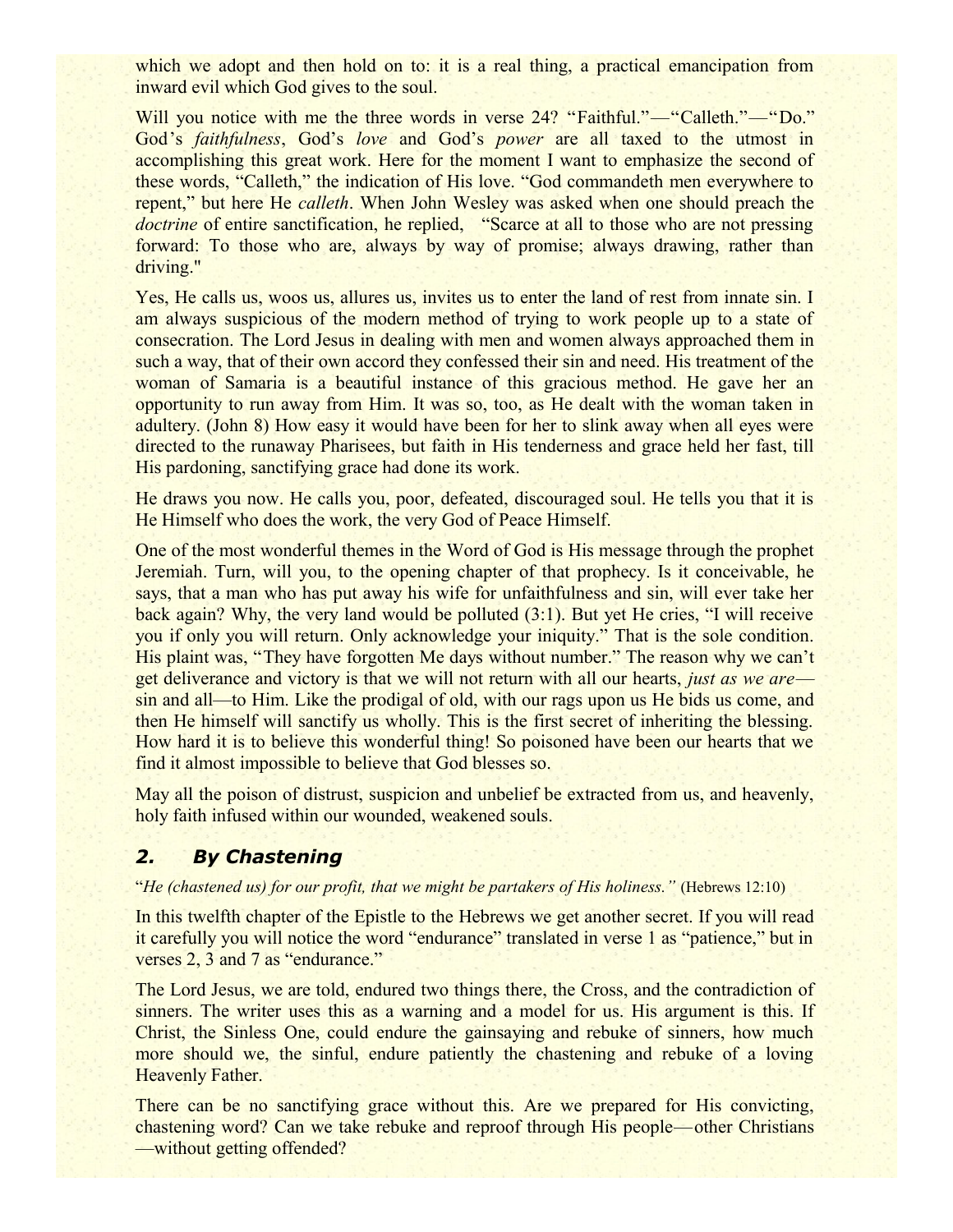which we adopt and then hold on to: it is a real thing, a practical emancipation from inward evil which God gives to the soul.

Will you notice with me the three words in verse 24? "Faithful."—"Calleth."—"Do." God's *faithfulness*, God's *love* and God's *power* are all taxed to the utmost in accomplishing this great work. Here for the moment I want to emphasize the second of these words, "Calleth," the indication of His love. "God commandeth men everywhere to repent," but here He *calleth*. When John Wesley was asked when one should preach the *doctrine* of entire sanctification, he replied, "Scarce at all to those who are not pressing forward: To those who are, always by way of promise; always drawing, rather than driving."

Yes, He calls us, woos us, allures us, invites us to enter the land of rest from innate sin. I am always suspicious of the modern method of trying to work people up to a state of consecration. The Lord Jesus in dealing with men and women always approached them in such a way, that of their own accord they confessed their sin and need. His treatment of the woman of Samaria is a beautiful instance of this gracious method. He gave her an opportunity to run away from Him. It was so, too, as He dealt with the woman taken in adultery. (John 8) How easy it would have been for her to slink away when all eyes were directed to the runaway Pharisees, but faith in His tenderness and grace held her fast, till His pardoning, sanctifying grace had done its work.

He draws you now. He calls you, poor, defeated, discouraged soul. He tells you that it is He Himself who does the work, the very God of Peace Himself.

One of the most wonderful themes in the Word of God is His message through the prophet Jeremiah. Turn, will you, to the opening chapter of that prophecy. Is it conceivable, he says, that a man who has put away his wife for unfaithfulness and sin, will ever take her back again? Why, the very land would be polluted (3:1). But yet He cries, "I will receive you if only you will return. Only acknowledge your iniquity." That is the sole condition. His plaint was, "They have forgotten Me days without number." The reason why we can't get deliverance and victory is that we will not return with all our hearts, *just as we are*—sin and all—to Him. Like the prodigal of old, with our rags upon us He bids us come, and then He himself will sanctify us wholly. This is the first secret of inheriting the blessing. How hard it is to believe this wonderful thing! So poisoned have been our hearts that we find it almost impossible to believe that God blesses so.

May all the poison of distrust, suspicion and unbelief be extracted from us, and heavenly, holy faith infused within our wounded, weakened souls.

## 2. By Chastening

"*He (chastened us) for our profit, that we might be partakers of His holiness.*" (Hebrews 12:10)

In this twelfth chapter of the Epistle to the Hebrews we get another secret. If you will read it carefully you will notice the word "endurance" translated in verse 1 as "patience," but in verses 2, 3 and 7 as "endurance."

The Lord Jesus, we are told, endured two things there, the Cross, and the contradiction of sinners. The writer uses this as a warning and a model for us. His argument is this. If Christ, the Sinless One, could endure the gainsaying and rebuke of sinners, how much more should we, the sinful, endure patiently the chastening and rebuke of a loving Heavenly Father.

There can be no sanctifying grace without this. Are we prepared for His convicting, chastening word? Can we take rebuke and reproof through His people—other Christians—without getting offended?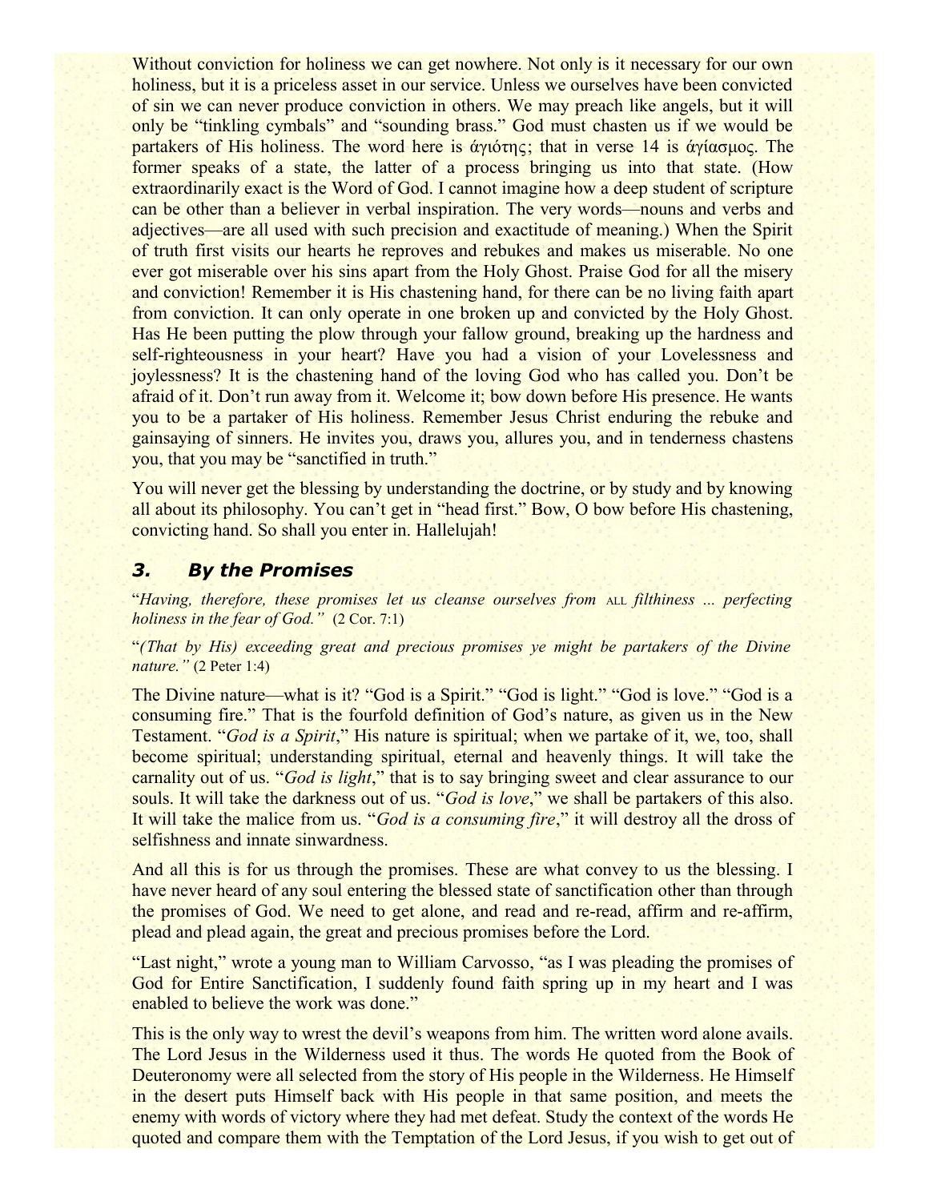Without conviction for holiness we can get nowhere. Not only is it necessary for our own holiness, but it is a priceless asset in our service. Unless we ourselves have been convicted of sin we can never produce conviction in others. We may preach like angels, but it will only be "tinkling cymbals" and "sounding brass." God must chasten us if we would be partakers of His holiness. The word here is ἁγιότης; that in verse 14 is ἁγίασμος. The former speaks of a state, the latter of a process bringing us into that state. (How extraordinarily exact is the Word of God. I cannot imagine how a deep student of scripture can be other than a believer in verbal inspiration. The very words—nouns and verbs and adjectives—are all used with such precision and exactitude of meaning.) When the Spirit of truth first visits our hearts he reproves and rebukes and makes us miserable. No one ever got miserable over his sins apart from the Holy Ghost. Praise God for all the misery and conviction! Remember it is His chastening hand, for there can be no living faith apart from conviction. It can only operate in one broken up and convicted by the Holy Ghost. Has He been putting the plow through your fallow ground, breaking up the hardness and self-righteousness in your heart? Have you had a vision of your Lovelessness and joylessness? It is the chastening hand of the loving God who has called you. Don't be afraid of it. Don't run away from it. Welcome it; bow down before His presence. He wants you to be a partaker of His holiness. Remember Jesus Christ enduring the rebuke and gainsaying of sinners. He invites you, draws you, allures you, and in tenderness chastens you, that you may be "sanctified in truth."

You will never get the blessing by understanding the doctrine, or by study and by knowing all about its philosophy. You can't get in "head first." Bow, O bow before His chastening, convicting hand. So shall you enter in. Hallelujah!

### *3. By the Promises*

"*Having, therefore, these promises let us cleanse ourselves from* ALL *filthiness ... perfecting holiness in the fear of God."* (2 Cor. 7:1)

"*(That by His) exceeding great and precious promises ye might be partakers of the Divine nature."* (2 Peter 1:4)

The Divine nature—what is it? "God is a Spirit." "God is light." "God is love." "God is a consuming fire." That is the fourfold definition of God's nature, as given us in the New Testament. "*God is a Spirit*," His nature is spiritual; when we partake of it, we, too, shall become spiritual; understanding spiritual, eternal and heavenly things. It will take the carnality out of us. "*God is light*," that is to say bringing sweet and clear assurance to our souls. It will take the darkness out of us. "*God is love*," we shall be partakers of this also. It will take the malice from us. "*God is a consuming fire*," it will destroy all the dross of selfishness and innate sinwardness.

And all this is for us through the promises. These are what convey to us the blessing. I have never heard of any soul entering the blessed state of sanctification other than through the promises of God. We need to get alone, and read and re-read, affirm and re-affirm, plead and plead again, the great and precious promises before the Lord.

"Last night," wrote a young man to William Carvosso, "as I was pleading the promises of God for Entire Sanctification, I suddenly found faith spring up in my heart and I was enabled to believe the work was done."

This is the only way to wrest the devil's weapons from him. The written word alone avails. The Lord Jesus in the Wilderness used it thus. The words He quoted from the Book of Deuteronomy were all selected from the story of His people in the Wilderness. He Himself in the desert puts Himself back with His people in that same position, and meets the enemy with words of victory where they had met defeat. Study the context of the words He quoted and compare them with the Temptation of the Lord Jesus, if you wish to get out of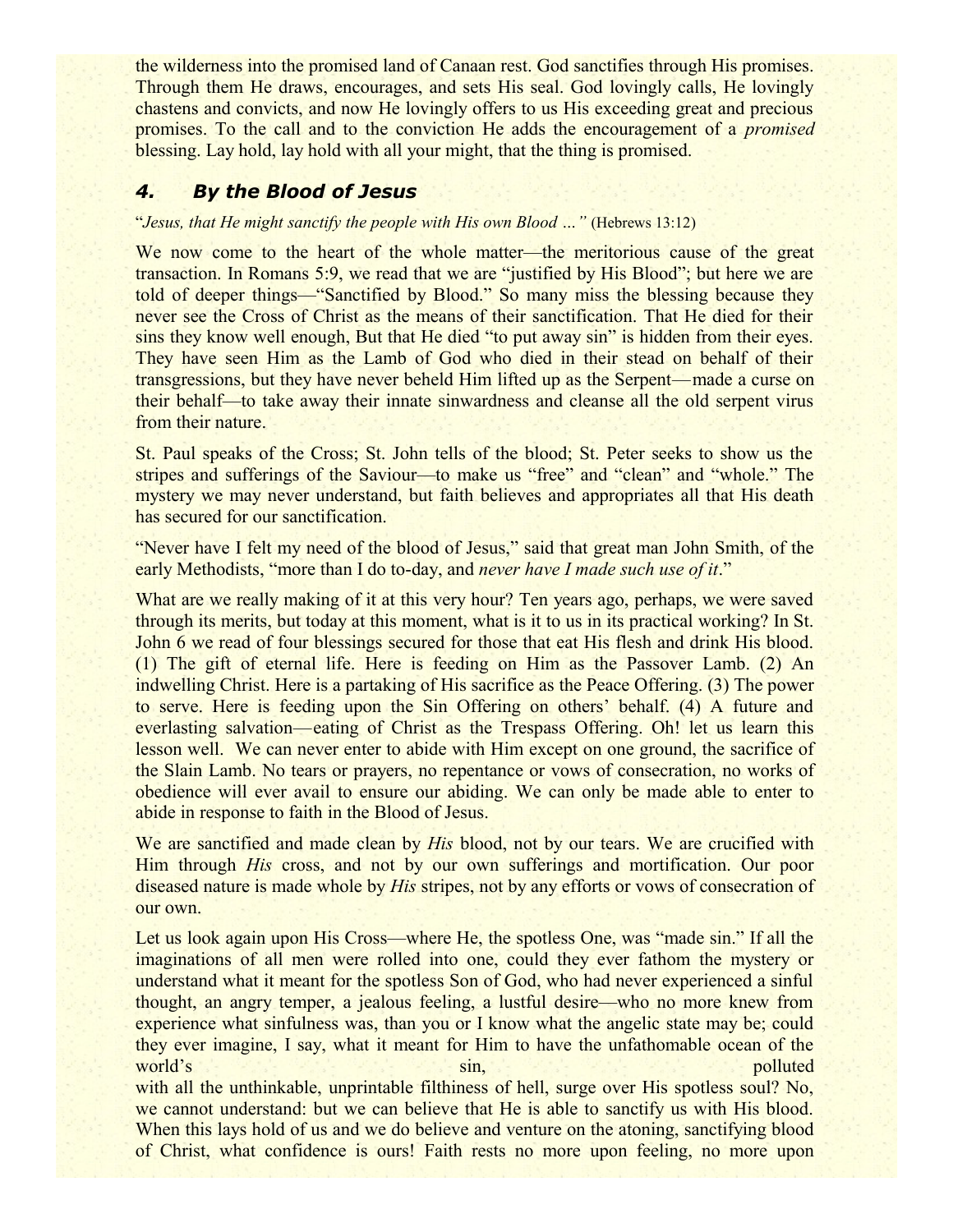the wilderness into the promised land of Canaan rest. God sanctifies through His promises. Through them He draws, encourages, and sets His seal. God lovingly calls, He lovingly chastens and convicts, and now He lovingly offers to us His exceeding great and precious promises. To the call and to the conviction He adds the encouragement of a *promised* blessing. Lay hold, lay hold with all your might, that the thing is promised.

### *4. By the Blood of Jesus*

"*Jesus, that He might sanctify the people with His own Blood …"* (Hebrews 13:12)

We now come to the heart of the whole matter—the meritorious cause of the great transaction. In Romans 5:9, we read that we are "justified by His Blood"; but here we are told of deeper things—"Sanctified by Blood." So many miss the blessing because they never see the Cross of Christ as the means of their sanctification. That He died for their sins they know well enough, But that He died "to put away sin" is hidden from their eyes. They have seen Him as the Lamb of God who died in their stead on behalf of their transgressions, but they have never beheld Him lifted up as the Serpent—made a curse on their behalf—to take away their innate sinwardness and cleanse all the old serpent virus from their nature.

St. Paul speaks of the Cross; St. John tells of the blood; St. Peter seeks to show us the stripes and sufferings of the Saviour—to make us "free" and "clean" and "whole." The mystery we may never understand, but faith believes and appropriates all that His death has secured for our sanctification.

"Never have I felt my need of the blood of Jesus," said that great man John Smith, of the early Methodists, "more than I do to-day, and *never have I made such use of it*."

What are we really making of it at this very hour? Ten years ago, perhaps, we were saved through its merits, but today at this moment, what is it to us in its practical working? In St. John 6 we read of four blessings secured for those that eat His flesh and drink His blood. (1) The gift of eternal life. Here is feeding on Him as the Passover Lamb. (2) An indwelling Christ. Here is a partaking of His sacrifice as the Peace Offering. (3) The power to serve. Here is feeding upon the Sin Offering on others' behalf. (4) A future and everlasting salvation—eating of Christ as the Trespass Offering. Oh! let us learn this lesson well. We can never enter to abide with Him except on one ground, the sacrifice of the Slain Lamb. No tears or prayers, no repentance or vows of consecration, no works of obedience will ever avail to ensure our abiding. We can only be made able to enter to abide in response to faith in the Blood of Jesus.

We are sanctified and made clean by *His* blood, not by our tears. We are crucified with Him through *His* cross, and not by our own sufferings and mortification. Our poor diseased nature is made whole by *His* stripes, not by any efforts or vows of consecration of our own.

Let us look again upon His Cross—where He, the spotless One, was "made sin." If all the imaginations of all men were rolled into one, could they ever fathom the mystery or understand what it meant for the spotless Son of God, who had never experienced a sinful thought, an angry temper, a jealous feeling, a lustful desire—who no more knew from experience what sinfulness was, than you or I know what the angelic state may be; could they ever imagine, I say, what it meant for Him to have the unfathomable ocean of the world's sin, polluted with all the unthinkable, unprintable filthiness of hell, surge over His spotless soul? No, we cannot understand: but we can believe that He is able to sanctify us with His blood. When this lays hold of us and we do believe and venture on the atoning, sanctifying blood of Christ, what confidence is ours! Faith rests no more upon feeling, no more upon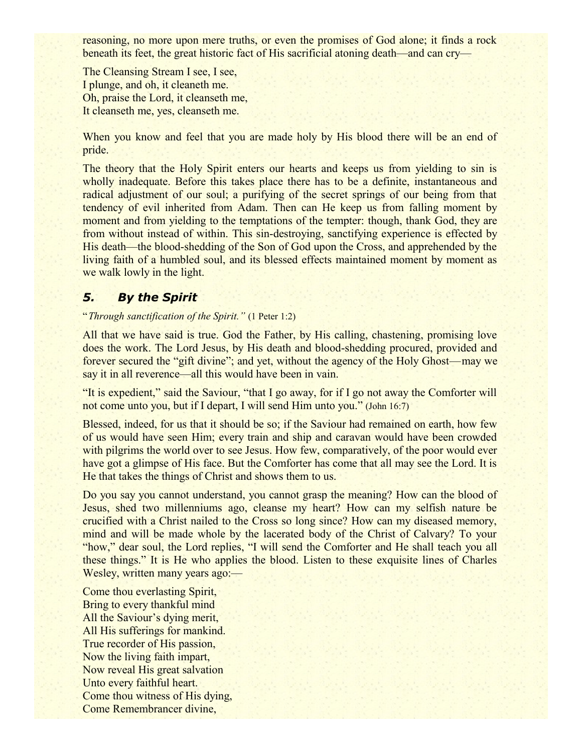reasoning, no more upon mere truths, or even the promises of God alone; it finds a rock beneath its feet, the great historic fact of His sacrificial atoning death—and can cry—

The Cleansing Stream I see, I see,
I plunge, and oh, it cleaneth me.
Oh, praise the Lord, it cleanseth me,
It cleanseth me, yes, cleanseth me.

When you know and feel that you are made holy by His blood there will be an end of pride.

The theory that the Holy Spirit enters our hearts and keeps us from yielding to sin is wholly inadequate. Before this takes place there has to be a definite, instantaneous and radical adjustment of our soul; a purifying of the secret springs of our being from that tendency of evil inherited from Adam. Then can He keep us from falling moment by moment and from yielding to the temptations of the tempter: though, thank God, they are from without instead of within. This sin-destroying, sanctifying experience is effected by His death—the blood-shedding of the Son of God upon the Cross, and apprehended by the living faith of a humbled soul, and its blessed effects maintained moment by moment as we walk lowly in the light.

### *5. By the Spirit*

"*Through sanctification of the Spirit.*" (1 Peter 1:2)

All that we have said is true. God the Father, by His calling, chastening, promising love does the work. The Lord Jesus, by His death and blood-shedding procured, provided and forever secured the "gift divine"; and yet, without the agency of the Holy Ghost—may we say it in all reverence—all this would have been in vain.

"It is expedient," said the Saviour, "that I go away, for if I go not away the Comforter will not come unto you, but if I depart, I will send Him unto you." (John 16:7)

Blessed, indeed, for us that it should be so; if the Saviour had remained on earth, how few of us would have seen Him; every train and ship and caravan would have been crowded with pilgrims the world over to see Jesus. How few, comparatively, of the poor would ever have got a glimpse of His face. But the Comforter has come that all may see the Lord. It is He that takes the things of Christ and shows them to us.

Do you say you cannot understand, you cannot grasp the meaning? How can the blood of Jesus, shed two millenniums ago, cleanse my heart? How can my selfish nature be crucified with a Christ nailed to the Cross so long since? How can my diseased memory, mind and will be made whole by the lacerated body of the Christ of Calvary? To your "how," dear soul, the Lord replies, "I will send the Comforter and He shall teach you all these things." It is He who applies the blood. Listen to these exquisite lines of Charles Wesley, written many years ago:—

Come thou everlasting Spirit,
Bring to every thankful mind
All the Saviour's dying merit,
All His sufferings for mankind.
True recorder of His passion,
Now the living faith impart,
Now reveal His great salvation
Unto every faithful heart.
Come thou witness of His dying,
Come Remembrancer divine,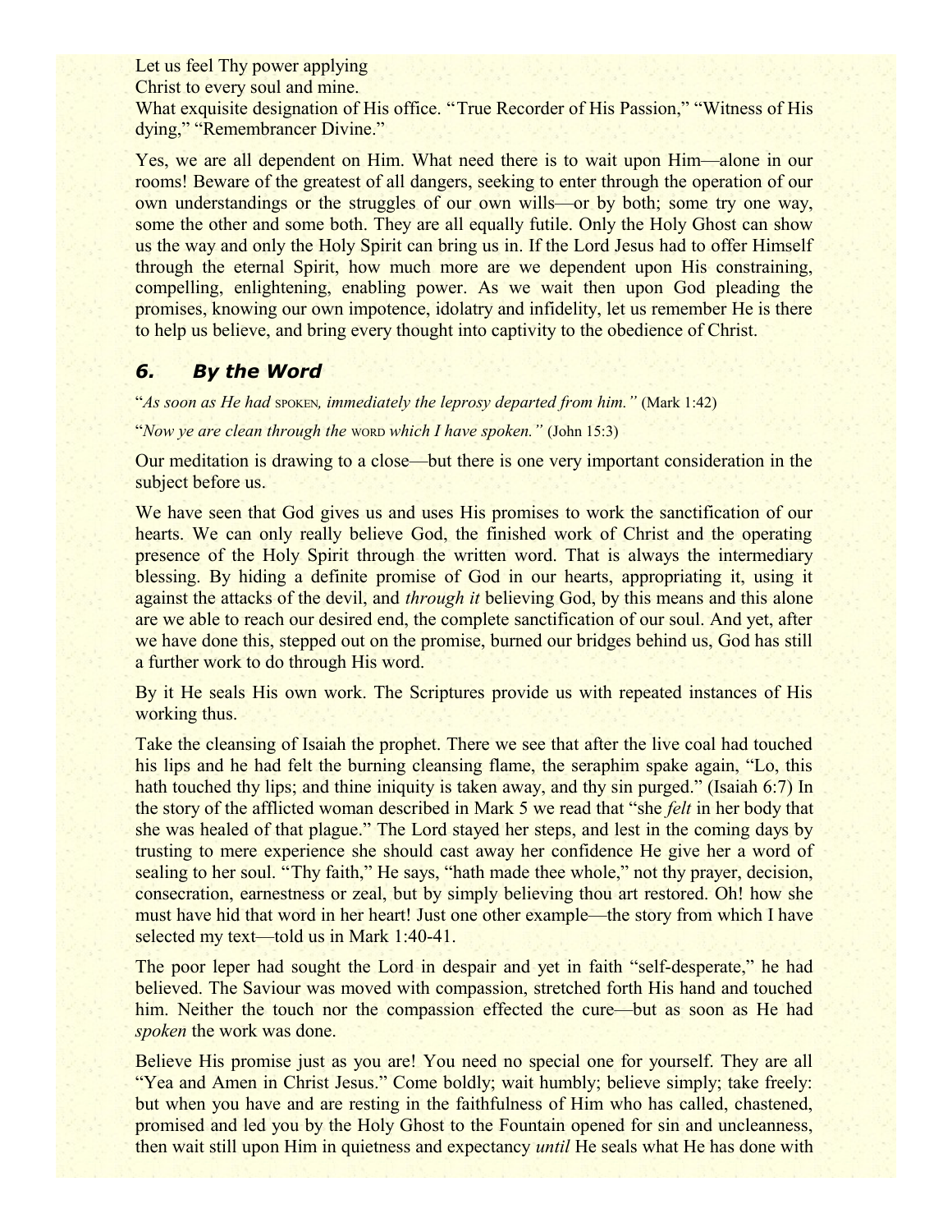Let us feel Thy power applying
Christ to every soul and mine.
What exquisite designation of His office. "True Recorder of His Passion," "Witness of His dying," "Remembrancer Divine."

Yes, we are all dependent on Him. What need there is to wait upon Him—alone in our rooms! Beware of the greatest of all dangers, seeking to enter through the operation of our own understandings or the struggles of our own wills—or by both; some try one way, some the other and some both. They are all equally futile. Only the Holy Ghost can show us the way and only the Holy Spirit can bring us in. If the Lord Jesus had to offer Himself through the eternal Spirit, how much more are we dependent upon His constraining, compelling, enlightening, enabling power. As we wait then upon God pleading the promises, knowing our own impotence, idolatry and infidelity, let us remember He is there to help us believe, and bring every thought into captivity to the obedience of Christ.

### *6. By the Word*

"*As soon as He had* SPOKEN*, immediately the leprosy departed from him."* (Mark 1:42)

"*Now ye are clean through the* WORD *which I have spoken."* (John 15:3)

Our meditation is drawing to a close—but there is one very important consideration in the subject before us.

We have seen that God gives us and uses His promises to work the sanctification of our hearts. We can only really believe God, the finished work of Christ and the operating presence of the Holy Spirit through the written word. That is always the intermediary blessing. By hiding a definite promise of God in our hearts, appropriating it, using it against the attacks of the devil, and *through it* believing God, by this means and this alone are we able to reach our desired end, the complete sanctification of our soul. And yet, after we have done this, stepped out on the promise, burned our bridges behind us, God has still a further work to do through His word.

By it He seals His own work. The Scriptures provide us with repeated instances of His working thus.

Take the cleansing of Isaiah the prophet. There we see that after the live coal had touched his lips and he had felt the burning cleansing flame, the seraphim spake again, "Lo, this hath touched thy lips; and thine iniquity is taken away, and thy sin purged." (Isaiah 6:7) In the story of the afflicted woman described in Mark 5 we read that "she *felt* in her body that she was healed of that plague." The Lord stayed her steps, and lest in the coming days by trusting to mere experience she should cast away her confidence He give her a word of sealing to her soul. "Thy faith," He says, "hath made thee whole," not thy prayer, decision, consecration, earnestness or zeal, but by simply believing thou art restored. Oh! how she must have hid that word in her heart! Just one other example—the story from which I have selected my text—told us in Mark 1:40-41.

The poor leper had sought the Lord in despair and yet in faith "self-desperate," he had believed. The Saviour was moved with compassion, stretched forth His hand and touched him. Neither the touch nor the compassion effected the cure—but as soon as He had *spoken* the work was done.

Believe His promise just as you are! You need no special one for yourself. They are all "Yea and Amen in Christ Jesus." Come boldly; wait humbly; believe simply; take freely: but when you have and are resting in the faithfulness of Him who has called, chastened, promised and led you by the Holy Ghost to the Fountain opened for sin and uncleanness, then wait still upon Him in quietness and expectancy *until* He seals what He has done with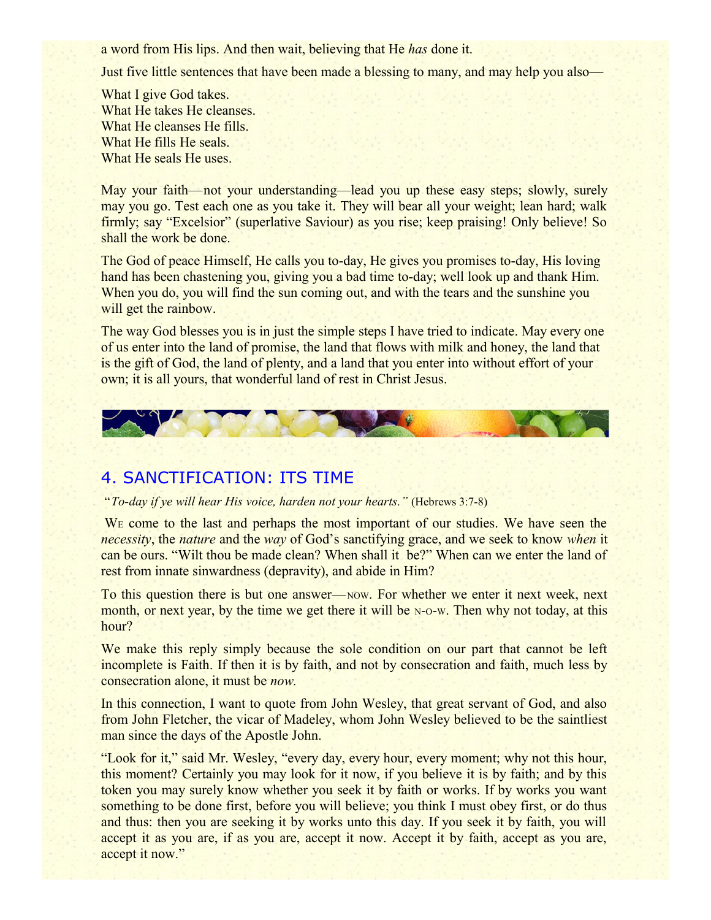a word from His lips. And then wait, believing that He *has* done it.

Just five little sentences that have been made a blessing to many, and may help you also—

What I give God takes.
What He takes He cleanses.
What He cleanses He fills.
What He fills He seals.
What He seals He uses.

May your faith—not your understanding—lead you up these easy steps; slowly, surely may you go. Test each one as you take it. They will bear all your weight; lean hard; walk firmly; say "Excelsior" (superlative Saviour) as you rise; keep praising! Only believe! So shall the work be done.

The God of peace Himself, He calls you to-day, He gives you promises to-day, His loving hand has been chastening you, giving you a bad time to-day; well look up and thank Him. When you do, you will find the sun coming out, and with the tears and the sunshine you will get the rainbow.

The way God blesses you is in just the simple steps I have tried to indicate. May every one of us enter into the land of promise, the land that flows with milk and honey, the land that is the gift of God, the land of plenty, and a land that you enter into without effort of your own; it is all yours, that wonderful land of rest in Christ Jesus.

## 4. SANCTIFICATION: ITS TIME

"*To-day if ye will hear His voice, harden not your hearts."* (Hebrews 3:7-8)

WE come to the last and perhaps the most important of our studies. We have seen the *necessity*, the *nature* and the *way* of God's sanctifying grace, and we seek to know *when* it can be ours. "Wilt thou be made clean? When shall it be?" When can we enter the land of rest from innate sinwardness (depravity), and abide in Him?

To this question there is but one answer—NOW. For whether we enter it next week, next month, or next year, by the time we get there it will be N-O-W. Then why not today, at this hour?

We make this reply simply because the sole condition on our part that cannot be left incomplete is Faith. If then it is by faith, and not by consecration and faith, much less by consecration alone, it must be *now.*

In this connection, I want to quote from John Wesley, that great servant of God, and also from John Fletcher, the vicar of Madeley, whom John Wesley believed to be the saintliest man since the days of the Apostle John.

"Look for it," said Mr. Wesley, "every day, every hour, every moment; why not this hour, this moment? Certainly you may look for it now, if you believe it is by faith; and by this token you may surely know whether you seek it by faith or works. If by works you want something to be done first, before you will believe; you think I must obey first, or do thus and thus: then you are seeking it by works unto this day. If you seek it by faith, you will accept it as you are, if as you are, accept it now. Accept it by faith, accept as you are, accept it now."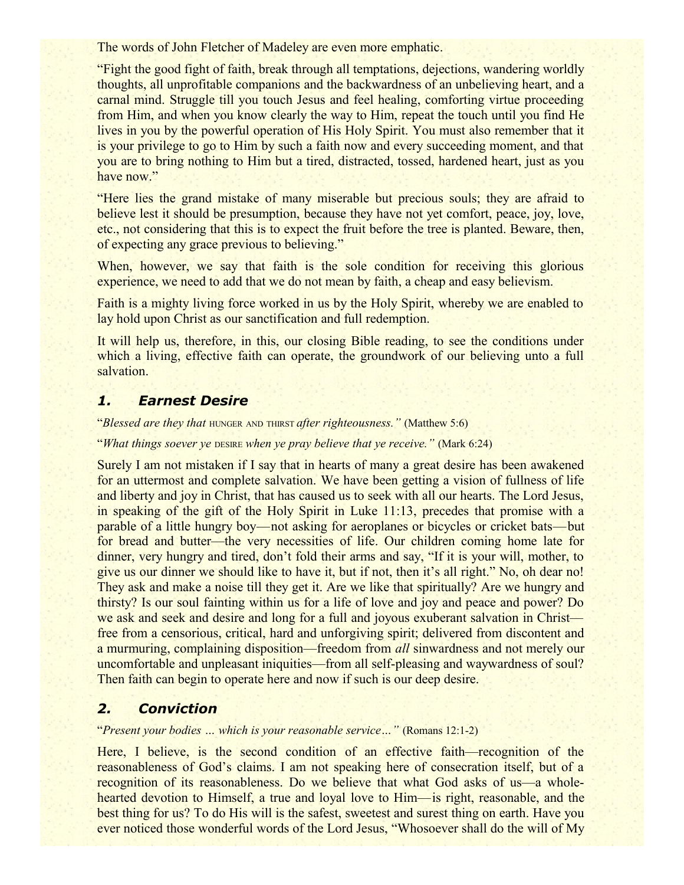The words of John Fletcher of Madeley are even more emphatic.

"Fight the good fight of faith, break through all temptations, dejections, wandering worldly thoughts, all unprofitable companions and the backwardness of an unbelieving heart, and a carnal mind. Struggle till you touch Jesus and feel healing, comforting virtue proceeding from Him, and when you know clearly the way to Him, repeat the touch until you find He lives in you by the powerful operation of His Holy Spirit. You must also remember that it is your privilege to go to Him by such a faith now and every succeeding moment, and that you are to bring nothing to Him but a tired, distracted, tossed, hardened heart, just as you have now."

"Here lies the grand mistake of many miserable but precious souls; they are afraid to believe lest it should be presumption, because they have not yet comfort, peace, joy, love, etc., not considering that this is to expect the fruit before the tree is planted. Beware, then, of expecting any grace previous to believing."

When, however, we say that faith is the sole condition for receiving this glorious experience, we need to add that we do not mean by faith, a cheap and easy believism.

Faith is a mighty living force worked in us by the Holy Spirit, whereby we are enabled to lay hold upon Christ as our sanctification and full redemption.

It will help us, therefore, in this, our closing Bible reading, to see the conditions under which a living, effective faith can operate, the groundwork of our believing unto a full salvation.

### *1. Earnest Desire*

"*Blessed are they that* HUNGER AND THIRST *after righteousness."* (Matthew 5:6)

"*What things soever ye* DESIRE *when ye pray believe that ye receive."* (Mark 6:24)

Surely I am not mistaken if I say that in hearts of many a great desire has been awakened for an uttermost and complete salvation. We have been getting a vision of fullness of life and liberty and joy in Christ, that has caused us to seek with all our hearts. The Lord Jesus, in speaking of the gift of the Holy Spirit in Luke 11:13, precedes that promise with a parable of a little hungry boy—not asking for aeroplanes or bicycles or cricket bats—but for bread and butter—the very necessities of life. Our children coming home late for dinner, very hungry and tired, don't fold their arms and say, "If it is your will, mother, to give us our dinner we should like to have it, but if not, then it's all right." No, oh dear no! They ask and make a noise till they get it. Are we like that spiritually? Are we hungry and thirsty? Is our soul fainting within us for a life of love and joy and peace and power? Do we ask and seek and desire and long for a full and joyous exuberant salvation in Christ—free from a censorious, critical, hard and unforgiving spirit; delivered from discontent and a murmuring, complaining disposition—freedom from *all* sinwardness and not merely our uncomfortable and unpleasant iniquities—from all self-pleasing and waywardness of soul? Then faith can begin to operate here and now if such is our deep desire.

### *2. Conviction*

"*Present your bodies … which is your reasonable service…"* (Romans 12:1-2)

Here, I believe, is the second condition of an effective faith—recognition of the reasonableness of God's claims. I am not speaking here of consecration itself, but of a recognition of its reasonableness. Do we believe that what God asks of us—a whole-hearted devotion to Himself, a true and loyal love to Him—is right, reasonable, and the best thing for us? To do His will is the safest, sweetest and surest thing on earth. Have you ever noticed those wonderful words of the Lord Jesus, "Whosoever shall do the will of My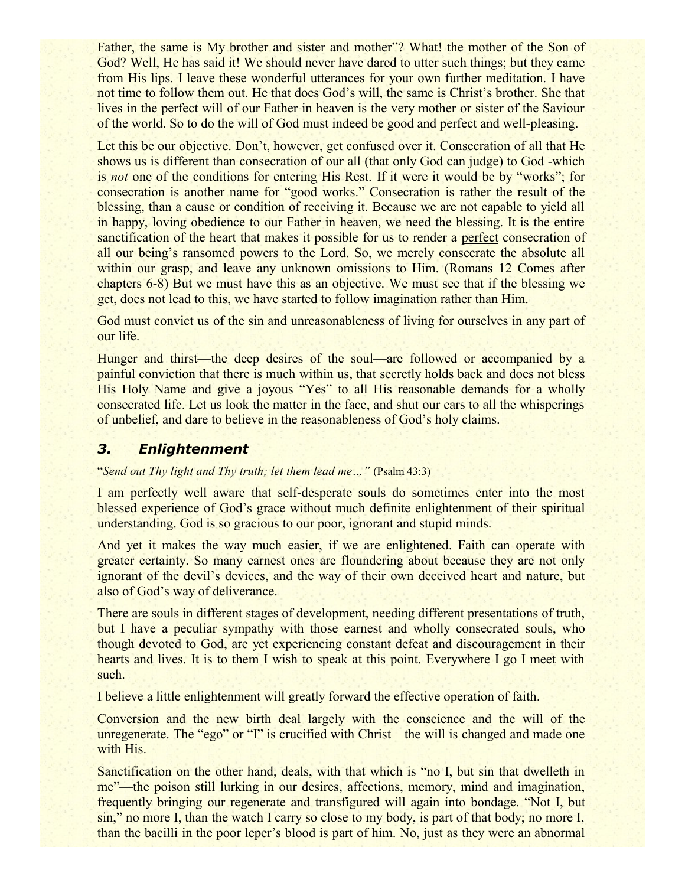Father, the same is My brother and sister and mother"? What! the mother of the Son of God? Well, He has said it! We should never have dared to utter such things; but they came from His lips. I leave these wonderful utterances for your own further meditation. I have not time to follow them out. He that does God's will, the same is Christ's brother. She that lives in the perfect will of our Father in heaven is the very mother or sister of the Saviour of the world. So to do the will of God must indeed be good and perfect and well-pleasing.

Let this be our objective. Don't, however, get confused over it. Consecration of all that He shows us is different than consecration of our all (that only God can judge) to God -which is *not* one of the conditions for entering His Rest. If it were it would be by "works"; for consecration is another name for "good works." Consecration is rather the result of the blessing, than a cause or condition of receiving it. Because we are not capable to yield all in happy, loving obedience to our Father in heaven, we need the blessing. It is the entire sanctification of the heart that makes it possible for us to render a <u>perfect</u> consecration of all our being's ransomed powers to the Lord. So, we merely consecrate the absolute all within our grasp, and leave any unknown omissions to Him. (Romans 12 Comes after chapters 6-8) But we must have this as an objective. We must see that if the blessing we get, does not lead to this, we have started to follow imagination rather than Him.

God must convict us of the sin and unreasonableness of living for ourselves in any part of our life.

Hunger and thirst—the deep desires of the soul—are followed or accompanied by a painful conviction that there is much within us, that secretly holds back and does not bless His Holy Name and give a joyous "Yes" to all His reasonable demands for a wholly consecrated life. Let us look the matter in the face, and shut our ears to all the whisperings of unbelief, and dare to believe in the reasonableness of God's holy claims.

### *3. Enlightenment*

"*Send out Thy light and Thy truth; let them lead me…"* (Psalm 43:3)

I am perfectly well aware that self-desperate souls do sometimes enter into the most blessed experience of God's grace without much definite enlightenment of their spiritual understanding. God is so gracious to our poor, ignorant and stupid minds.

And yet it makes the way much easier, if we are enlightened. Faith can operate with greater certainty. So many earnest ones are floundering about because they are not only ignorant of the devil's devices, and the way of their own deceived heart and nature, but also of God's way of deliverance.

There are souls in different stages of development, needing different presentations of truth, but I have a peculiar sympathy with those earnest and wholly consecrated souls, who though devoted to God, are yet experiencing constant defeat and discouragement in their hearts and lives. It is to them I wish to speak at this point. Everywhere I go I meet with such.

I believe a little enlightenment will greatly forward the effective operation of faith.

Conversion and the new birth deal largely with the conscience and the will of the unregenerate. The "ego" or "I" is crucified with Christ—the will is changed and made one with His.

Sanctification on the other hand, deals, with that which is "no I, but sin that dwelleth in me"—the poison still lurking in our desires, affections, memory, mind and imagination, frequently bringing our regenerate and transfigured will again into bondage. "Not I, but sin," no more I, than the watch I carry so close to my body, is part of that body; no more I, than the bacilli in the poor leper's blood is part of him. No, just as they were an abnormal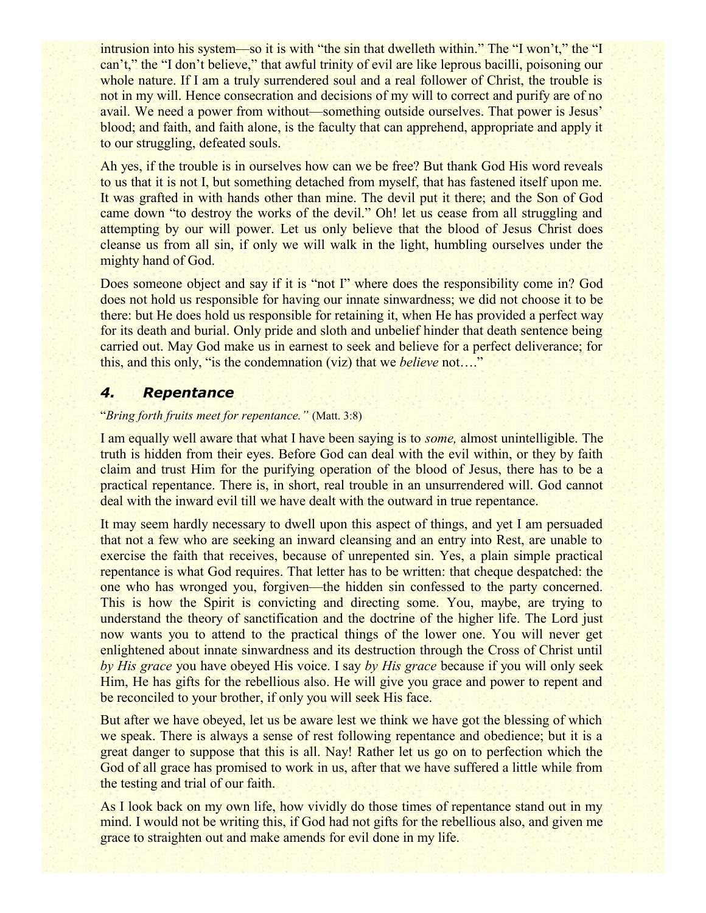intrusion into his system—so it is with "the sin that dwelleth within." The "I won't," the "I can't," the "I don't believe," that awful trinity of evil are like leprous bacilli, poisoning our whole nature. If I am a truly surrendered soul and a real follower of Christ, the trouble is not in my will. Hence consecration and decisions of my will to correct and purify are of no avail. We need a power from without—something outside ourselves. That power is Jesus' blood; and faith, and faith alone, is the faculty that can apprehend, appropriate and apply it to our struggling, defeated souls.

Ah yes, if the trouble is in ourselves how can we be free? But thank God His word reveals to us that it is not I, but something detached from myself, that has fastened itself upon me. It was grafted in with hands other than mine. The devil put it there; and the Son of God came down "to destroy the works of the devil." Oh! let us cease from all struggling and attempting by our will power. Let us only believe that the blood of Jesus Christ does cleanse us from all sin, if only we will walk in the light, humbling ourselves under the mighty hand of God.

Does someone object and say if it is "not I" where does the responsibility come in? God does not hold us responsible for having our innate sinwardness; we did not choose it to be there: but He does hold us responsible for retaining it, when He has provided a perfect way for its death and burial. Only pride and sloth and unbelief hinder that death sentence being carried out. May God make us in earnest to seek and believe for a perfect deliverance; for this, and this only, "is the condemnation (viz) that we *believe* not…."

## *4. Repentance*

"*Bring forth fruits meet for repentance."* (Matt. 3:8)

I am equally well aware that what I have been saying is to *some,* almost unintelligible. The truth is hidden from their eyes. Before God can deal with the evil within, or they by faith claim and trust Him for the purifying operation of the blood of Jesus, there has to be a practical repentance. There is, in short, real trouble in an unsurrendered will. God cannot deal with the inward evil till we have dealt with the outward in true repentance.

It may seem hardly necessary to dwell upon this aspect of things, and yet I am persuaded that not a few who are seeking an inward cleansing and an entry into Rest, are unable to exercise the faith that receives, because of unrepented sin. Yes, a plain simple practical repentance is what God requires. That letter has to be written: that cheque despatched: the one who has wronged you, forgiven—the hidden sin confessed to the party concerned. This is how the Spirit is convicting and directing some. You, maybe, are trying to understand the theory of sanctification and the doctrine of the higher life. The Lord just now wants you to attend to the practical things of the lower one. You will never get enlightened about innate sinwardness and its destruction through the Cross of Christ until *by His grace* you have obeyed His voice. I say *by His grace* because if you will only seek Him, He has gifts for the rebellious also. He will give you grace and power to repent and be reconciled to your brother, if only you will seek His face.

But after we have obeyed, let us be aware lest we think we have got the blessing of which we speak. There is always a sense of rest following repentance and obedience; but it is a great danger to suppose that this is all. Nay! Rather let us go on to perfection which the God of all grace has promised to work in us, after that we have suffered a little while from the testing and trial of our faith.

As I look back on my own life, how vividly do those times of repentance stand out in my mind. I would not be writing this, if God had not gifts for the rebellious also, and given me grace to straighten out and make amends for evil done in my life.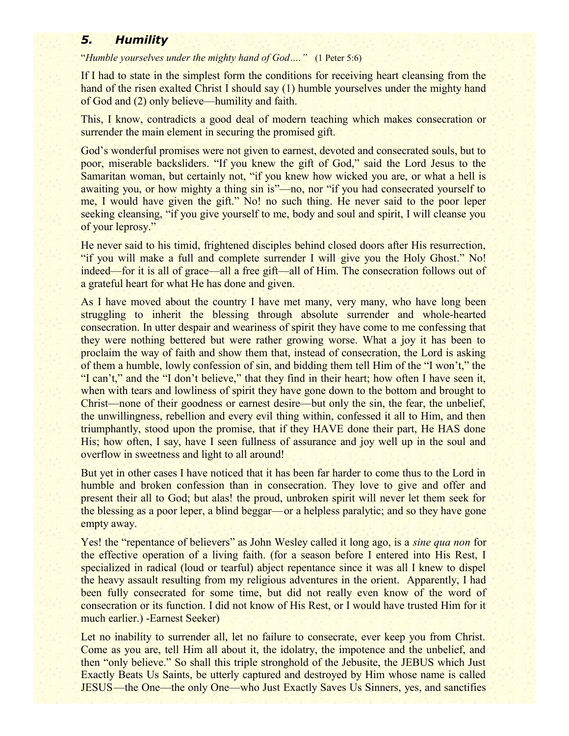## *5. Humility*

"*Humble yourselves under the mighty hand of God….*" (1 Peter 5:6)

If I had to state in the simplest form the conditions for receiving heart cleansing from the hand of the risen exalted Christ I should say (1) humble yourselves under the mighty hand of God and (2) only believe—humility and faith.

This, I know, contradicts a good deal of modern teaching which makes consecration or surrender the main element in securing the promised gift.

God's wonderful promises were not given to earnest, devoted and consecrated souls, but to poor, miserable backsliders. "If you knew the gift of God," said the Lord Jesus to the Samaritan woman, but certainly not, "if you knew how wicked you are, or what a hell is awaiting you, or how mighty a thing sin is"—no, nor "if you had consecrated yourself to me, I would have given the gift." No! no such thing. He never said to the poor leper seeking cleansing, "if you give yourself to me, body and soul and spirit, I will cleanse you of your leprosy."

He never said to his timid, frightened disciples behind closed doors after His resurrection, "if you will make a full and complete surrender I will give you the Holy Ghost." No! indeed—for it is all of grace—all a free gift—all of Him. The consecration follows out of a grateful heart for what He has done and given.

As I have moved about the country I have met many, very many, who have long been struggling to inherit the blessing through absolute surrender and whole-hearted consecration. In utter despair and weariness of spirit they have come to me confessing that they were nothing bettered but were rather growing worse. What a joy it has been to proclaim the way of faith and show them that, instead of consecration, the Lord is asking of them a humble, lowly confession of sin, and bidding them tell Him of the "I won't," the "I can't," and the "I don't believe," that they find in their heart; how often I have seen it, when with tears and lowliness of spirit they have gone down to the bottom and brought to Christ—none of their goodness or earnest desire—but only the sin, the fear, the unbelief, the unwillingness, rebellion and every evil thing within, confessed it all to Him, and then triumphantly, stood upon the promise, that if they HAVE done their part, He HAS done His; how often, I say, have I seen fullness of assurance and joy well up in the soul and overflow in sweetness and light to all around!

But yet in other cases I have noticed that it has been far harder to come thus to the Lord in humble and broken confession than in consecration. They love to give and offer and present their all to God; but alas! the proud, unbroken spirit will never let them seek for the blessing as a poor leper, a blind beggar—or a helpless paralytic; and so they have gone empty away.

Yes! the "repentance of believers" as John Wesley called it long ago, is a *sine qua non* for the effective operation of a living faith. (for a season before I entered into His Rest, I specialized in radical (loud or tearful) abject repentance since it was all I knew to dispel the heavy assault resulting from my religious adventures in the orient. Apparently, I had been fully consecrated for some time, but did not really even know of the word of consecration or its function. I did not know of His Rest, or I would have trusted Him for it much earlier.) -Earnest Seeker)

Let no inability to surrender all, let no failure to consecrate, ever keep you from Christ. Come as you are, tell Him all about it, the idolatry, the impotence and the unbelief, and then "only believe." So shall this triple stronghold of the Jebusite, the JEBUS which Just Exactly Beats Us Saints, be utterly captured and destroyed by Him whose name is called JESUS—the One—the only One—who Just Exactly Saves Us Sinners, yes, and sanctifies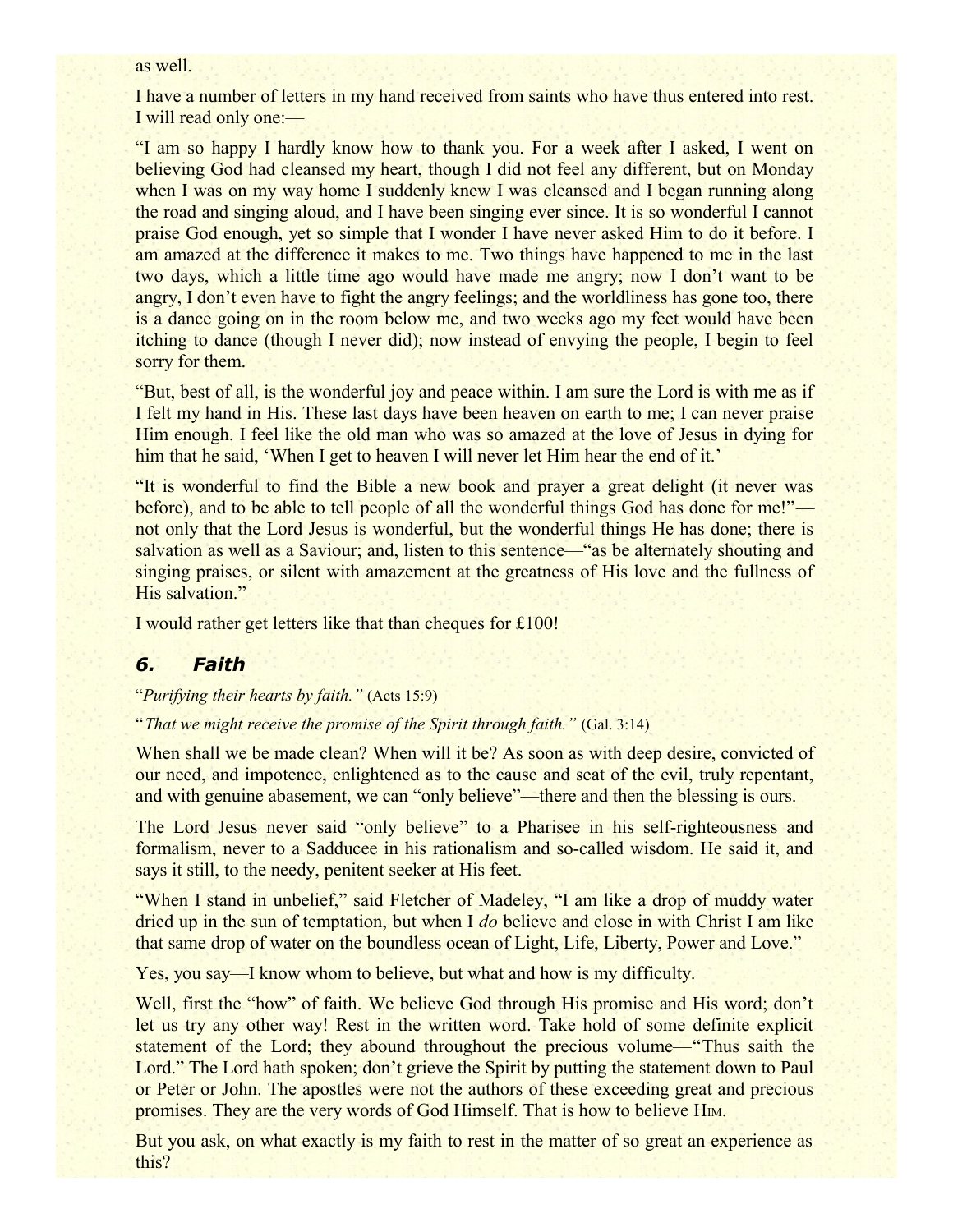as well.

I have a number of letters in my hand received from saints who have thus entered into rest. I will read only one:—

"I am so happy I hardly know how to thank you. For a week after I asked, I went on believing God had cleansed my heart, though I did not feel any different, but on Monday when I was on my way home I suddenly knew I was cleansed and I began running along the road and singing aloud, and I have been singing ever since. It is so wonderful I cannot praise God enough, yet so simple that I wonder I have never asked Him to do it before. I am amazed at the difference it makes to me. Two things have happened to me in the last two days, which a little time ago would have made me angry; now I don't want to be angry, I don't even have to fight the angry feelings; and the worldliness has gone too, there is a dance going on in the room below me, and two weeks ago my feet would have been itching to dance (though I never did); now instead of envying the people, I begin to feel sorry for them.

"But, best of all, is the wonderful joy and peace within. I am sure the Lord is with me as if I felt my hand in His. These last days have been heaven on earth to me; I can never praise Him enough. I feel like the old man who was so amazed at the love of Jesus in dying for him that he said, 'When I get to heaven I will never let Him hear the end of it.'

"It is wonderful to find the Bible a new book and prayer a great delight (it never was before), and to be able to tell people of all the wonderful things God has done for me!"—not only that the Lord Jesus is wonderful, but the wonderful things He has done; there is salvation as well as a Saviour; and, listen to this sentence—"as be alternately shouting and singing praises, or silent with amazement at the greatness of His love and the fullness of His salvation."

I would rather get letters like that than cheques for £100!

## *6. Faith*

"*Purifying their hearts by faith.*" (Acts 15:9)

"*That we might receive the promise of the Spirit through faith.*" (Gal. 3:14)

When shall we be made clean? When will it be? As soon as with deep desire, convicted of our need, and impotence, enlightened as to the cause and seat of the evil, truly repentant, and with genuine abasement, we can "only believe"—there and then the blessing is ours.

The Lord Jesus never said "only believe" to a Pharisee in his self-righteousness and formalism, never to a Sadducee in his rationalism and so-called wisdom. He said it, and says it still, to the needy, penitent seeker at His feet.

"When I stand in unbelief," said Fletcher of Madeley, "I am like a drop of muddy water dried up in the sun of temptation, but when I *do* believe and close in with Christ I am like that same drop of water on the boundless ocean of Light, Life, Liberty, Power and Love."

Yes, you say—I know whom to believe, but what and how is my difficulty.

Well, first the "how" of faith. We believe God through His promise and His word; don't let us try any other way! Rest in the written word. Take hold of some definite explicit statement of the Lord; they abound throughout the precious volume—"Thus saith the Lord." The Lord hath spoken; don't grieve the Spirit by putting the statement down to Paul or Peter or John. The apostles were not the authors of these exceeding great and precious promises. They are the very words of God Himself. That is how to believe HIM.

But you ask, on what exactly is my faith to rest in the matter of so great an experience as this?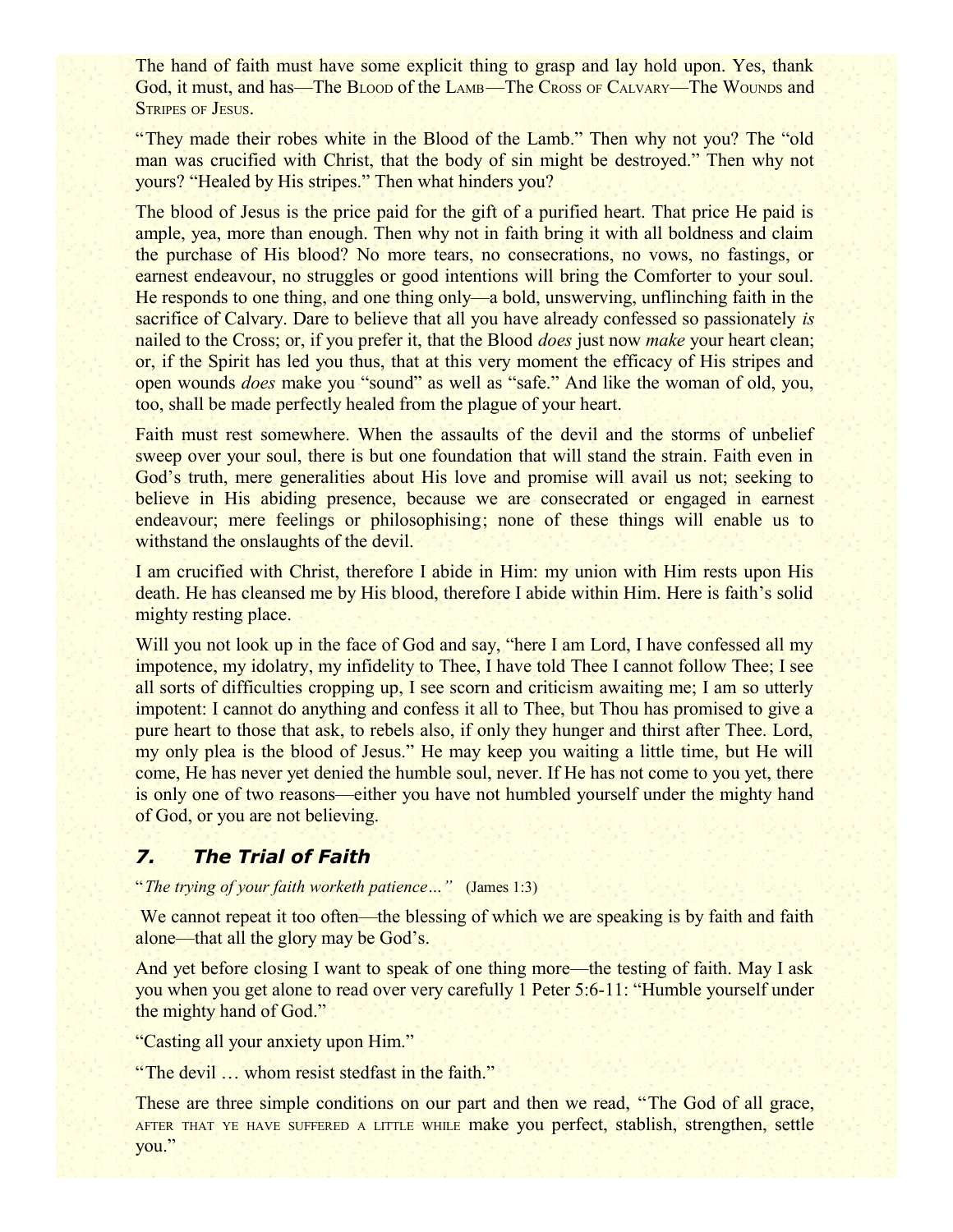The hand of faith must have some explicit thing to grasp and lay hold upon. Yes, thank God, it must, and has—The Blood of the Lamb—The Cross of Calvary—The Wounds and Stripes of Jesus.

"They made their robes white in the Blood of the Lamb." Then why not you? The "old man was crucified with Christ, that the body of sin might be destroyed." Then why not yours? "Healed by His stripes." Then what hinders you?

The blood of Jesus is the price paid for the gift of a purified heart. That price He paid is ample, yea, more than enough. Then why not in faith bring it with all boldness and claim the purchase of His blood? No more tears, no consecrations, no vows, no fastings, or earnest endeavour, no struggles or good intentions will bring the Comforter to your soul. He responds to one thing, and one thing only—a bold, unswerving, unflinching faith in the sacrifice of Calvary. Dare to believe that all you have already confessed so passionately *is* nailed to the Cross; or, if you prefer it, that the Blood *does* just now *make* your heart clean; or, if the Spirit has led you thus, that at this very moment the efficacy of His stripes and open wounds *does* make you "sound" as well as "safe." And like the woman of old, you, too, shall be made perfectly healed from the plague of your heart.

Faith must rest somewhere. When the assaults of the devil and the storms of unbelief sweep over your soul, there is but one foundation that will stand the strain. Faith even in God's truth, mere generalities about His love and promise will avail us not; seeking to believe in His abiding presence, because we are consecrated or engaged in earnest endeavour; mere feelings or philosophising; none of these things will enable us to withstand the onslaughts of the devil.

I am crucified with Christ, therefore I abide in Him: my union with Him rests upon His death. He has cleansed me by His blood, therefore I abide within Him. Here is faith's solid mighty resting place.

Will you not look up in the face of God and say, "here I am Lord, I have confessed all my impotence, my idolatry, my infidelity to Thee, I have told Thee I cannot follow Thee; I see all sorts of difficulties cropping up, I see scorn and criticism awaiting me; I am so utterly impotent: I cannot do anything and confess it all to Thee, but Thou has promised to give a pure heart to those that ask, to rebels also, if only they hunger and thirst after Thee. Lord, my only plea is the blood of Jesus." He may keep you waiting a little time, but He will come, He has never yet denied the humble soul, never. If He has not come to you yet, there is only one of two reasons—either you have not humbled yourself under the mighty hand of God, or you are not believing.

## 7. The Trial of Faith

"*The trying of your faith worketh patience…"* (James 1:3)

We cannot repeat it too often—the blessing of which we are speaking is by faith and faith alone—that all the glory may be God's.

And yet before closing I want to speak of one thing more—the testing of faith. May I ask you when you get alone to read over very carefully 1 Peter 5:6-11: "Humble yourself under the mighty hand of God."

"Casting all your anxiety upon Him."

"The devil … whom resist stedfast in the faith."

These are three simple conditions on our part and then we read, "The God of all grace, after that ye have suffered a little while make you perfect, stablish, strengthen, settle you."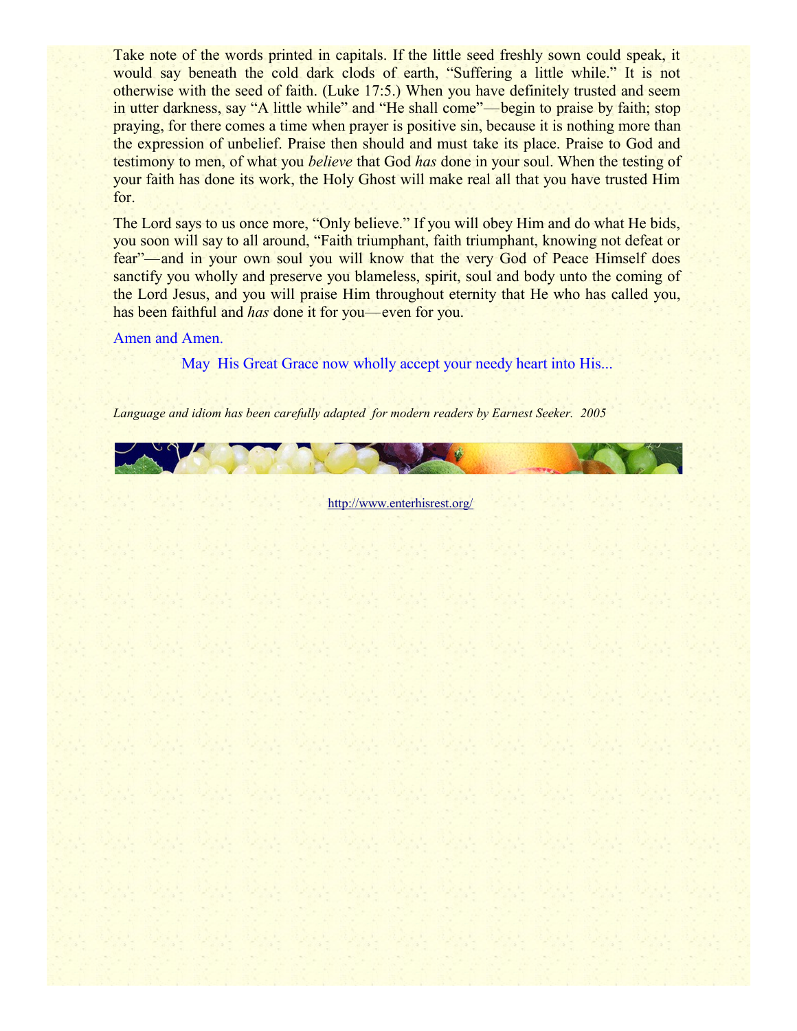Take note of the words printed in capitals. If the little seed freshly sown could speak, it would say beneath the cold dark clods of earth, "Suffering a little while." It is not otherwise with the seed of faith. (Luke 17:5.) When you have definitely trusted and seem in utter darkness, say "A little while" and "He shall come"—begin to praise by faith; stop praying, for there comes a time when prayer is positive sin, because it is nothing more than the expression of unbelief. Praise then should and must take its place. Praise to God and testimony to men, of what you *believe* that God *has* done in your soul. When the testing of your faith has done its work, the Holy Ghost will make real all that you have trusted Him for.

The Lord says to us once more, "Only believe." If you will obey Him and do what He bids, you soon will say to all around, "Faith triumphant, faith triumphant, knowing not defeat or fear"—and in your own soul you will know that the very God of Peace Himself does sanctify you wholly and preserve you blameless, spirit, soul and body unto the coming of the Lord Jesus, and you will praise Him throughout eternity that He who has called you, has been faithful and *has* done it for you—even for you.

Amen and Amen.

May His Great Grace now wholly accept your needy heart into His...

*Language and idiom has been carefully adapted for modern readers by Earnest Seeker. 2005*

http://www.enterhisrest.org/